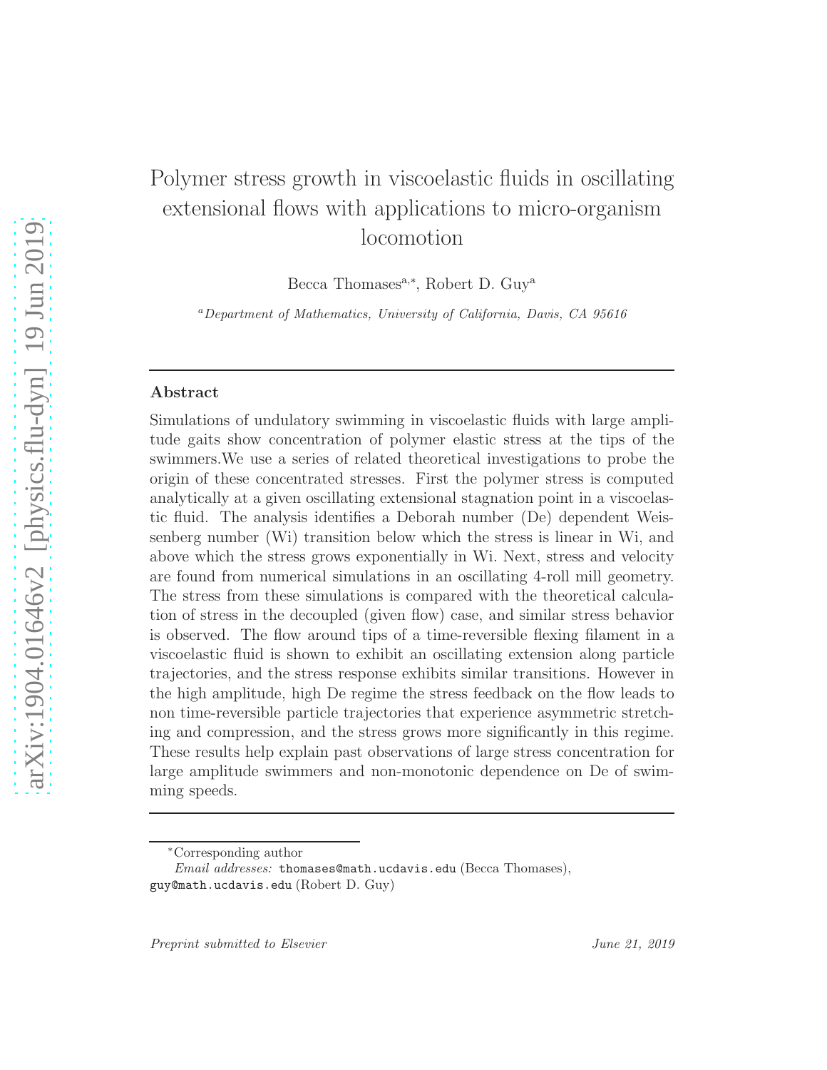# Polymer stress growth in viscoelastic fluids in oscillating extensional flows with applications to micro-organism locomotion

Becca Thomases[a,*], Robert D. Guy[a]

[a] *Department of Mathematics, University of California, Davis, CA 95616*

## Abstract

Simulations of undulatory swimming in viscoelastic fluids with large amplitude gaits show concentration of polymer elastic stress at the tips of the swimmers.We use a series of related theoretical investigations to probe the origin of these concentrated stresses. First the polymer stress is computed analytically at a given oscillating extensional stagnation point in a viscoelastic fluid. The analysis identifies a Deborah number (De) dependent Weissenberg number (Wi) transition below which the stress is linear in Wi, and above which the stress grows exponentially in Wi. Next, stress and velocity are found from numerical simulations in an oscillating 4-roll mill geometry. The stress from these simulations is compared with the theoretical calculation of stress in the decoupled (given flow) case, and similar stress behavior is observed. The flow around tips of a time-reversible flexing filament in a viscoelastic fluid is shown to exhibit an oscillating extension along particle trajectories, and the stress response exhibits similar transitions. However in the high amplitude, high De regime the stress feedback on the flow leads to non time-reversible particle trajectories that experience asymmetric stretching and compression, and the stress grows more significantly in this regime. These results help explain past observations of large stress concentration for large amplitude swimmers and non-monotonic dependence on De of swimming speeds.

---

*Corresponding author

*Email addresses:* thomases@math.ucdavis.edu (Becca Thomases), guy@math.ucdavis.edu (Robert D. Guy)

*Preprint submitted to Elsevier* *June 21, 2019*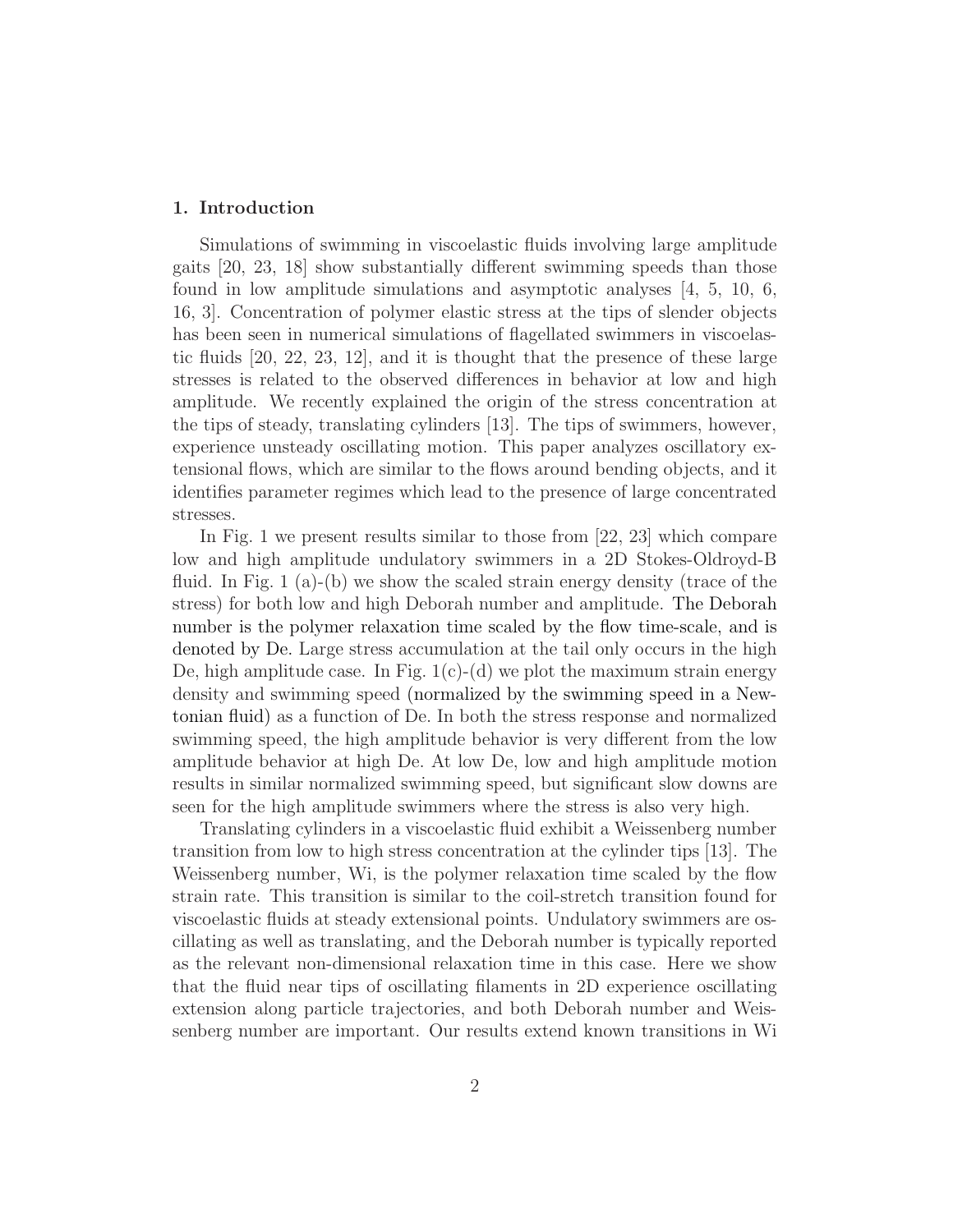## 1. Introduction

Simulations of swimming in viscoelastic fluids involving large amplitude gaits [20, 23, 18] show substantially different swimming speeds than those found in low amplitude simulations and asymptotic analyses [4, 5, 10, 6, 16, 3]. Concentration of polymer elastic stress at the tips of slender objects has been seen in numerical simulations of flagellated swimmers in viscoelastic fluids [20, 22, 23, 12], and it is thought that the presence of these large stresses is related to the observed differences in behavior at low and high amplitude. We recently explained the origin of the stress concentration at the tips of steady, translating cylinders [13]. The tips of swimmers, however, experience unsteady oscillating motion. This paper analyzes oscillatory extensional flows, which are similar to the flows around bending objects, and it identifies parameter regimes which lead to the presence of large concentrated stresses.

In Fig. 1 we present results similar to those from [22, 23] which compare low and high amplitude undulatory swimmers in a 2D Stokes-Oldroyd-B fluid. In Fig. 1 (a)-(b) we show the scaled strain energy density (trace of the stress) for both low and high Deborah number and amplitude. The Deborah number is the polymer relaxation time scaled by the flow time-scale, and is denoted by De. Large stress accumulation at the tail only occurs in the high De, high amplitude case. In Fig. 1(c)-(d) we plot the maximum strain energy density and swimming speed (normalized by the swimming speed in a Newtonian fluid) as a function of De. In both the stress response and normalized swimming speed, the high amplitude behavior is very different from the low amplitude behavior at high De. At low De, low and high amplitude motion results in similar normalized swimming speed, but significant slow downs are seen for the high amplitude swimmers where the stress is also very high.

Translating cylinders in a viscoelastic fluid exhibit a Weissenberg number transition from low to high stress concentration at the cylinder tips [13]. The Weissenberg number, Wi, is the polymer relaxation time scaled by the flow strain rate. This transition is similar to the coil-stretch transition found for viscoelastic fluids at steady extensional points. Undulatory swimmers are oscillating as well as translating, and the Deborah number is typically reported as the relevant non-dimensional relaxation time in this case. Here we show that the fluid near tips of oscillating filaments in 2D experience oscillating extension along particle trajectories, and both Deborah number and Weissenberg number are important. Our results extend known transitions in Wi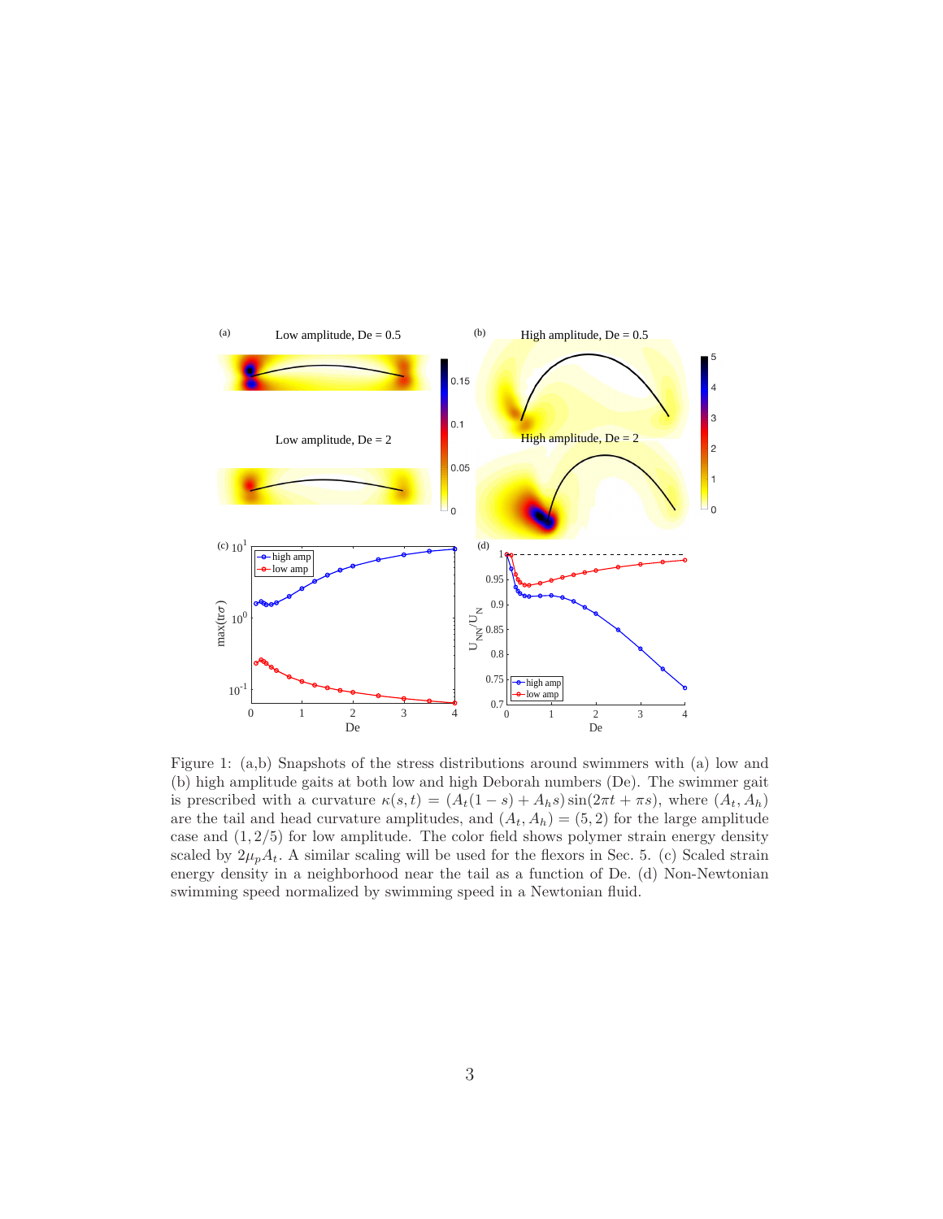Figure 1: (a,b) Snapshots of the stress distributions around swimmers with (a) low and (b) high amplitude gaits at both low and high Deborah numbers (De). The swimmer gait is prescribed with a curvature $\kappa(s,t) = (A_t(1-s) + A_h s)\sin(2\pi t + \pi s)$, where $(A_t, A_h)$ are the tail and head curvature amplitudes, and $(A_t, A_h) = (5, 2)$ for the large amplitude case and $(1, 2/5)$ for low amplitude. The color field shows polymer strain energy density scaled by $2\mu_p A_t$. A similar scaling will be used for the flexors in Sec. 5. (c) Scaled strain energy density in a neighborhood near the tail as a function of De. (d) Non-Newtonian swimming speed normalized by swimming speed in a Newtonian fluid.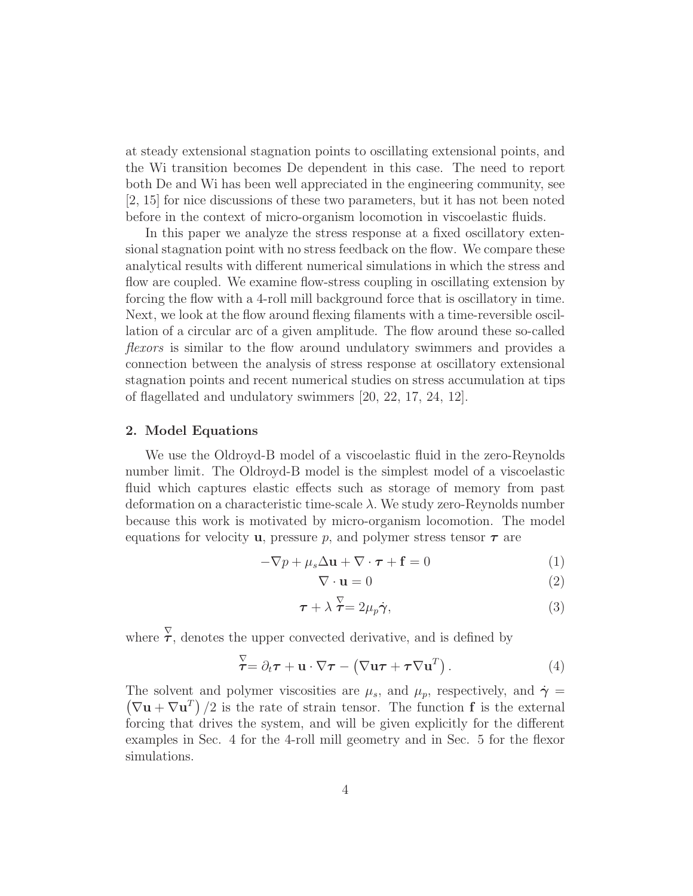at steady extensional stagnation points to oscillating extensional points, and the Wi transition becomes De dependent in this case. The need to report both De and Wi has been well appreciated in the engineering community, see [2, 15] for nice discussions of these two parameters, but it has not been noted before in the context of micro-organism locomotion in viscoelastic fluids.

In this paper we analyze the stress response at a fixed oscillatory extensional stagnation point with no stress feedback on the flow. We compare these analytical results with different numerical simulations in which the stress and flow are coupled. We examine flow-stress coupling in oscillating extension by forcing the flow with a 4-roll mill background force that is oscillatory in time. Next, we look at the flow around flexing filaments with a time-reversible oscillation of a circular arc of a given amplitude. The flow around these so-called *flexors* is similar to the flow around undulatory swimmers and provides a connection between the analysis of stress response at oscillatory extensional stagnation points and recent numerical studies on stress accumulation at tips of flagellated and undulatory swimmers [20, 22, 17, 24, 12].

## 2. Model Equations

We use the Oldroyd-B model of a viscoelastic fluid in the zero-Reynolds number limit. The Oldroyd-B model is the simplest model of a viscoelastic fluid which captures elastic effects such as storage of memory from past deformation on a characteristic time-scale $\lambda$. We study zero-Reynolds number because this work is motivated by micro-organism locomotion. The model equations for velocity $\mathbf{u}$, pressure $p$, and polymer stress tensor $\boldsymbol{\tau}$ are

$$-\nabla p + \mu_s \Delta \mathbf{u} + \nabla \cdot \boldsymbol{\tau} + \mathbf{f} = 0 \tag{1}$$

$$\nabla \cdot \mathbf{u} = 0 \tag{2}$$

$$\boldsymbol{\tau} + \lambda \overset{\nabla}{\boldsymbol{\tau}} = 2\mu_p \dot{\boldsymbol{\gamma}}, \tag{3}$$

where $\overset{\nabla}{\boldsymbol{\tau}}$, denotes the upper convected derivative, and is defined by

$$\overset{\nabla}{\boldsymbol{\tau}} = \partial_t \boldsymbol{\tau} + \mathbf{u} \cdot \nabla \boldsymbol{\tau} - \left( \nabla \mathbf{u} \boldsymbol{\tau} + \boldsymbol{\tau} \nabla \mathbf{u}^T \right). \tag{4}$$

The solvent and polymer viscosities are $\mu_s$, and $\mu_p$, respectively, and $\dot{\boldsymbol{\gamma}} = \left( \nabla \mathbf{u} + \nabla \mathbf{u}^T \right)/2$ is the rate of strain tensor. The function $\mathbf{f}$ is the external forcing that drives the system, and will be given explicitly for the different examples in Sec. 4 for the 4-roll mill geometry and in Sec. 5 for the flexor simulations.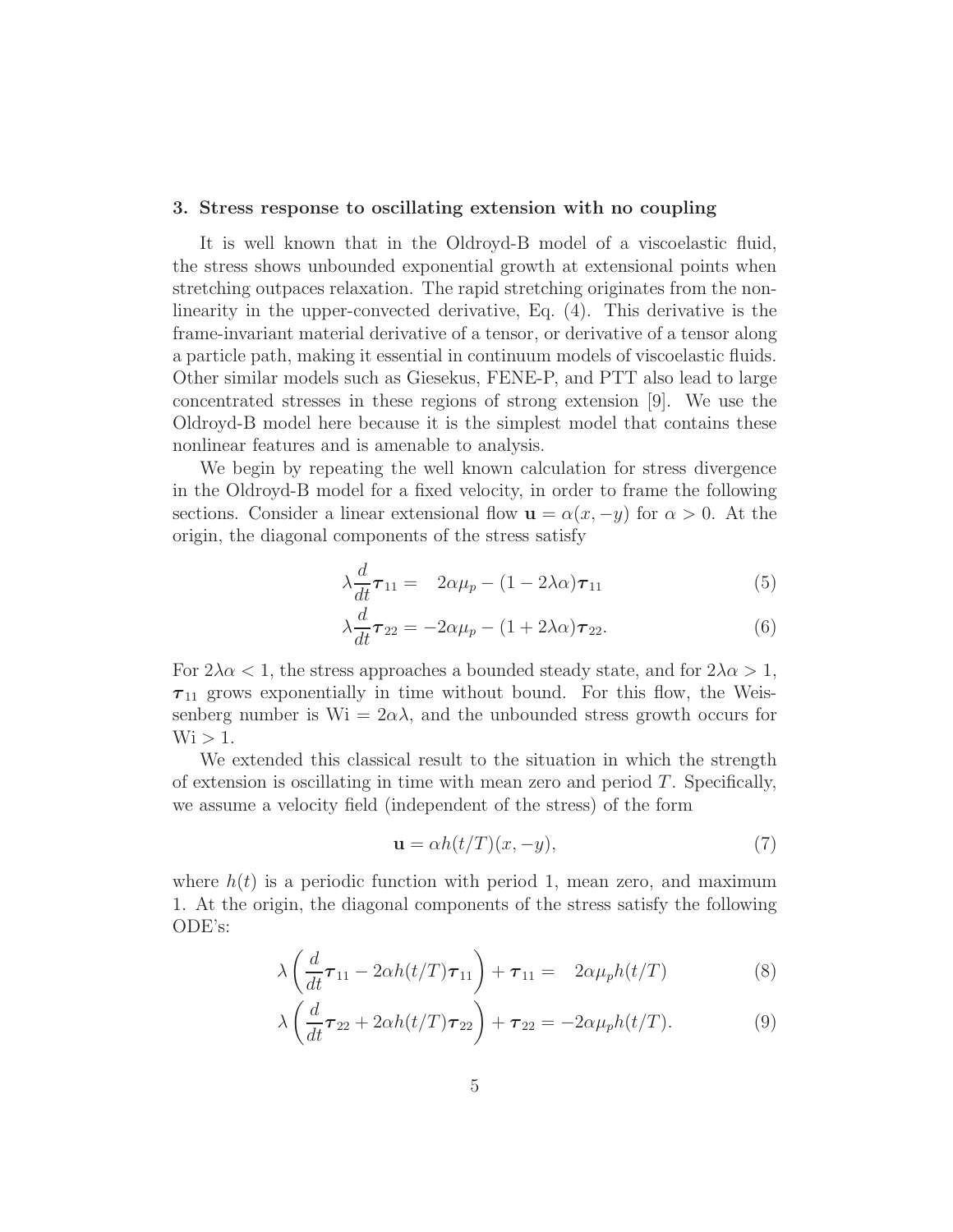### 3. Stress response to oscillating extension with no coupling

It is well known that in the Oldroyd-B model of a viscoelastic fluid, the stress shows unbounded exponential growth at extensional points when stretching outpaces relaxation. The rapid stretching originates from the nonlinearity in the upper-convected derivative, Eq. (4). This derivative is the frame-invariant material derivative of a tensor, or derivative of a tensor along a particle path, making it essential in continuum models of viscoelastic fluids. Other similar models such as Giesekus, FENE-P, and PTT also lead to large concentrated stresses in these regions of strong extension [9]. We use the Oldroyd-B model here because it is the simplest model that contains these nonlinear features and is amenable to analysis.

We begin by repeating the well known calculation for stress divergence in the Oldroyd-B model for a fixed velocity, in order to frame the following sections. Consider a linear extensional flow $\mathbf{u} = \alpha(x, -y)$ for $\alpha > 0$. At the origin, the diagonal components of the stress satisfy

$$\lambda \frac{d}{dt}\boldsymbol{\tau}_{11} = \quad 2\alpha\mu_p - (1 - 2\lambda\alpha)\boldsymbol{\tau}_{11} \tag{5}$$

$$\lambda \frac{d}{dt}\boldsymbol{\tau}_{22} = -2\alpha\mu_p - (1 + 2\lambda\alpha)\boldsymbol{\tau}_{22}. \tag{6}$$

For $2\lambda\alpha < 1$, the stress approaches a bounded steady state, and for $2\lambda\alpha > 1$, $\boldsymbol{\tau}_{11}$ grows exponentially in time without bound. For this flow, the Weissenberg number is $\mathrm{Wi} = 2\alpha\lambda$, and the unbounded stress growth occurs for $\mathrm{Wi} > 1$.

We extended this classical result to the situation in which the strength of extension is oscillating in time with mean zero and period $T$. Specifically, we assume a velocity field (independent of the stress) of the form

$$\mathbf{u} = \alpha h(t/T)(x, -y), \tag{7}$$

where $h(t)$ is a periodic function with period 1, mean zero, and maximum 1. At the origin, the diagonal components of the stress satisfy the following ODE's:

$$\lambda \left( \frac{d}{dt}\boldsymbol{\tau}_{11} - 2\alpha h(t/T)\boldsymbol{\tau}_{11} \right) + \boldsymbol{\tau}_{11} = \quad 2\alpha\mu_p h(t/T) \tag{8}$$

$$\lambda \left( \frac{d}{dt}\boldsymbol{\tau}_{22} + 2\alpha h(t/T)\boldsymbol{\tau}_{22} \right) + \boldsymbol{\tau}_{22} = -2\alpha\mu_p h(t/T). \tag{9}$$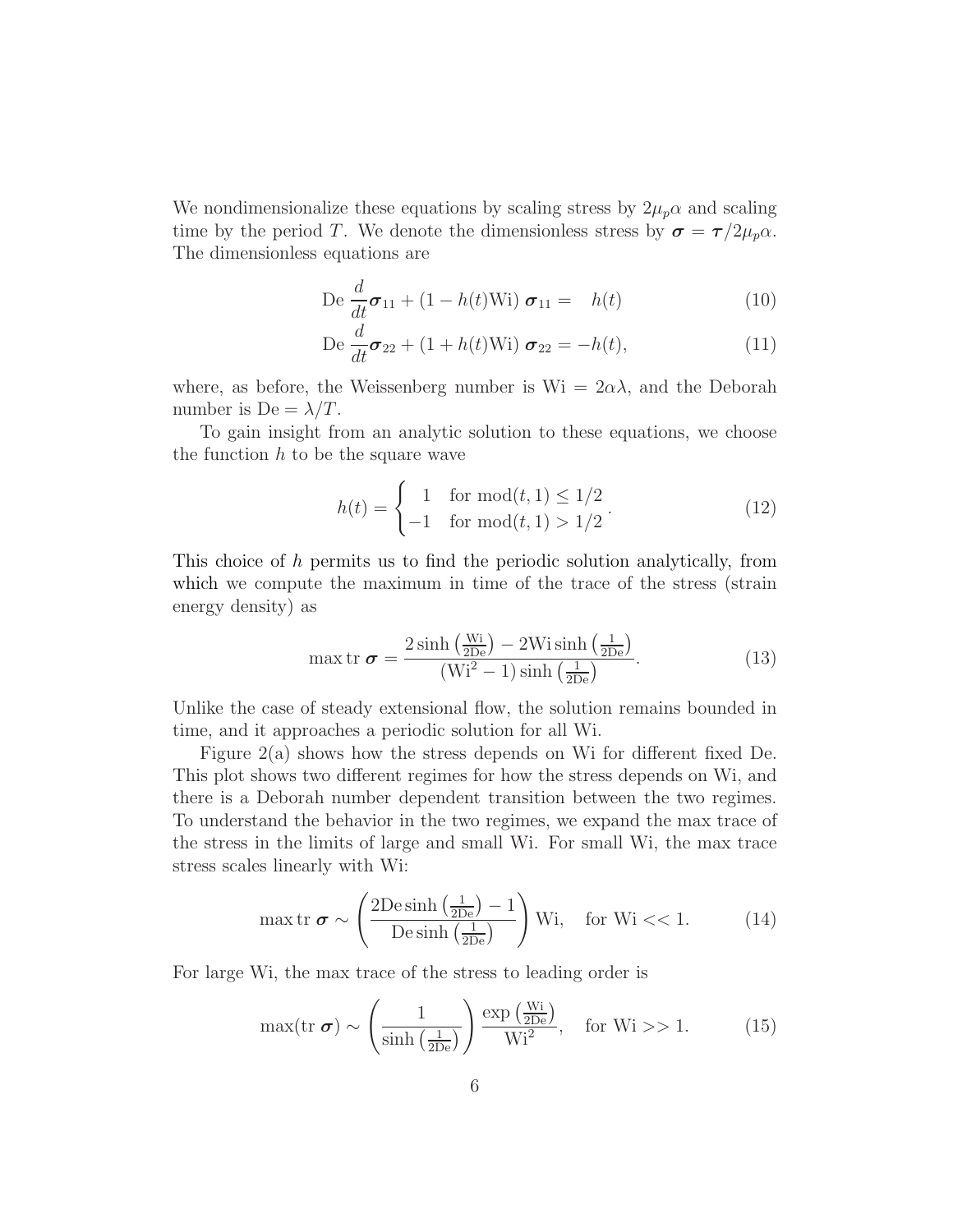We nondimensionalize these equations by scaling stress by $2\mu_p\alpha$ and scaling time by the period $T$. We denote the dimensionless stress by $\boldsymbol{\sigma} = \boldsymbol{\tau}/2\mu_p\alpha$. The dimensionless equations are

$$\mathrm{De}\,\frac{d}{dt}\boldsymbol{\sigma}_{11} + (1 - h(t)\mathrm{Wi})\,\boldsymbol{\sigma}_{11} = \quad h(t) \tag{10}$$

$$\mathrm{De}\,\frac{d}{dt}\boldsymbol{\sigma}_{22} + (1 + h(t)\mathrm{Wi})\,\boldsymbol{\sigma}_{22} = -h(t), \tag{11}$$

where, as before, the Weissenberg number is $\mathrm{Wi} = 2\alpha\lambda$, and the Deborah number is $\mathrm{De} = \lambda/T$.

To gain insight from an analytic solution to these equations, we choose the function $h$ to be the square wave

$$h(t) = \begin{cases} 1 & \text{for } \mathrm{mod}(t, 1) \leq 1/2 \\ -1 & \text{for } \mathrm{mod}(t, 1) > 1/2 \end{cases}. \tag{12}$$

This choice of $h$ permits us to find the periodic solution analytically, from which we compute the maximum in time of the trace of the stress (strain energy density) as

$$\max \mathrm{tr}\,\boldsymbol{\sigma} = \frac{2\sinh\left(\frac{\mathrm{Wi}}{2\mathrm{De}}\right) - 2\mathrm{Wi}\sinh\left(\frac{1}{2\mathrm{De}}\right)}{(\mathrm{Wi}^2 - 1)\sinh\left(\frac{1}{2\mathrm{De}}\right)}. \tag{13}$$

Unlike the case of steady extensional flow, the solution remains bounded in time, and it approaches a periodic solution for all Wi.

Figure 2(a) shows how the stress depends on Wi for different fixed De. This plot shows two different regimes for how the stress depends on Wi, and there is a Deborah number dependent transition between the two regimes. To understand the behavior in the two regimes, we expand the max trace of the stress in the limits of large and small Wi. For small Wi, the max trace stress scales linearly with Wi:

$$\max \mathrm{tr}\,\boldsymbol{\sigma} \sim \left(\frac{2\mathrm{De}\sinh\left(\frac{1}{2\mathrm{De}}\right) - 1}{\mathrm{De}\sinh\left(\frac{1}{2\mathrm{De}}\right)}\right)\mathrm{Wi}, \quad \text{for Wi} << 1. \tag{14}$$

For large Wi, the max trace of the stress to leading order is

$$\max(\mathrm{tr}\,\boldsymbol{\sigma}) \sim \left(\frac{1}{\sinh\left(\frac{1}{2\mathrm{De}}\right)}\right)\frac{\exp\left(\frac{\mathrm{Wi}}{2\mathrm{De}}\right)}{\mathrm{Wi}^2}, \quad \text{for Wi} >> 1. \tag{15}$$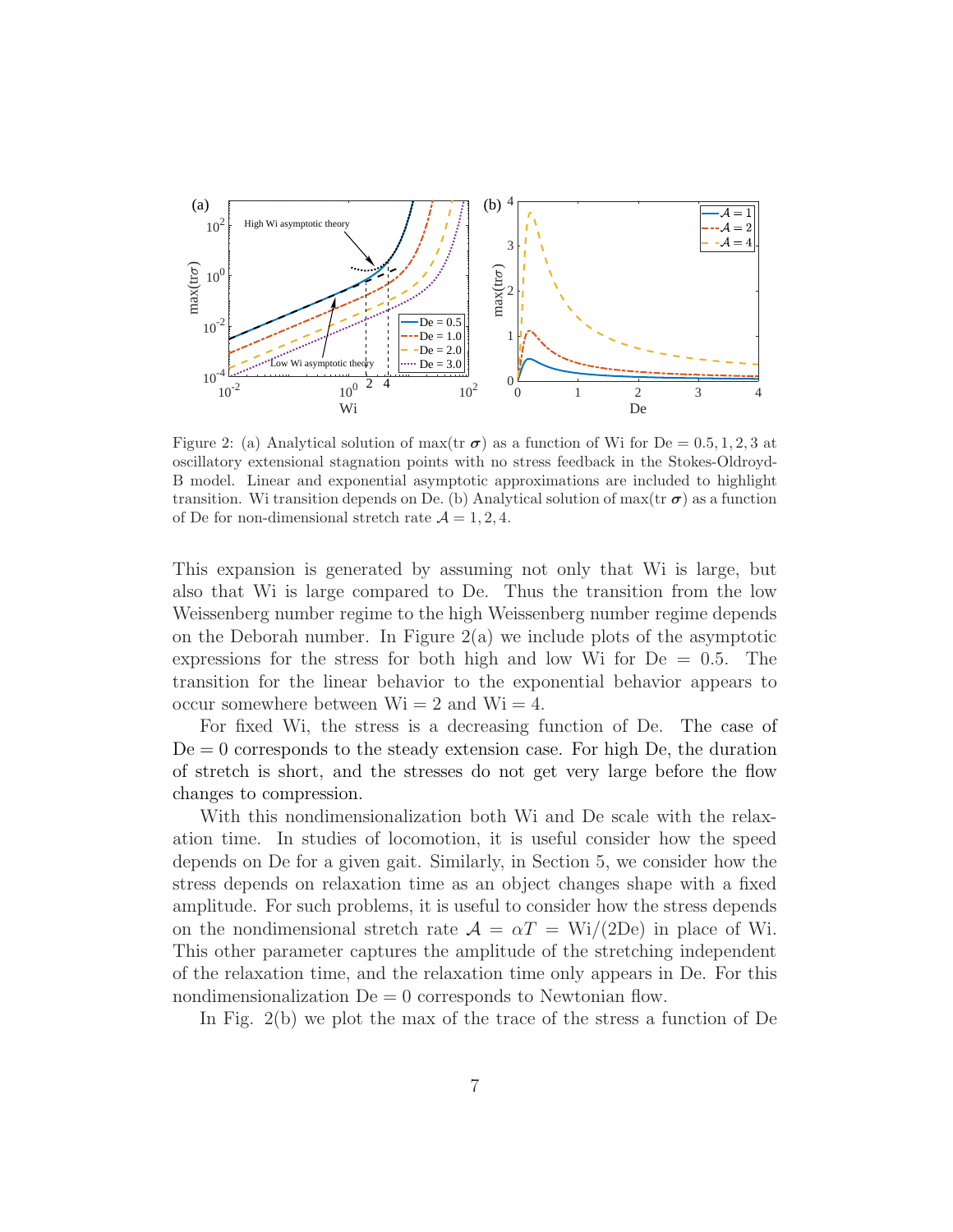Figure 2: (a) Analytical solution of max(tr $\boldsymbol{\sigma}$) as a function of Wi for De = 0.5, 1, 2, 3 at oscillatory extensional stagnation points with no stress feedback in the Stokes-Oldroyd-B model. Linear and exponential asymptotic approximations are included to highlight transition. Wi transition depends on De. (b) Analytical solution of max(tr $\boldsymbol{\sigma}$) as a function of De for non-dimensional stretch rate $\mathcal{A} = 1, 2, 4$.

This expansion is generated by assuming not only that Wi is large, but also that Wi is large compared to De. Thus the transition from the low Weissenberg number regime to the high Weissenberg number regime depends on the Deborah number. In Figure 2(a) we include plots of the asymptotic expressions for the stress for both high and low Wi for De = 0.5. The transition for the linear behavior to the exponential behavior appears to occur somewhere between Wi = 2 and Wi = 4.

For fixed Wi, the stress is a decreasing function of De. The case of De = 0 corresponds to the steady extension case. For high De, the duration of stretch is short, and the stresses do not get very large before the flow changes to compression.

With this nondimensionalization both Wi and De scale with the relaxation time. In studies of locomotion, it is useful consider how the speed depends on De for a given gait. Similarly, in Section 5, we consider how the stress depends on relaxation time as an object changes shape with a fixed amplitude. For such problems, it is useful to consider how the stress depends on the nondimensional stretch rate $\mathcal{A} = \alpha T = \text{Wi}/(2\text{De})$ in place of Wi. This other parameter captures the amplitude of the stretching independent of the relaxation time, and the relaxation time only appears in De. For this nondimensionalization De = 0 corresponds to Newtonian flow.

In Fig. 2(b) we plot the max of the trace of the stress a function of De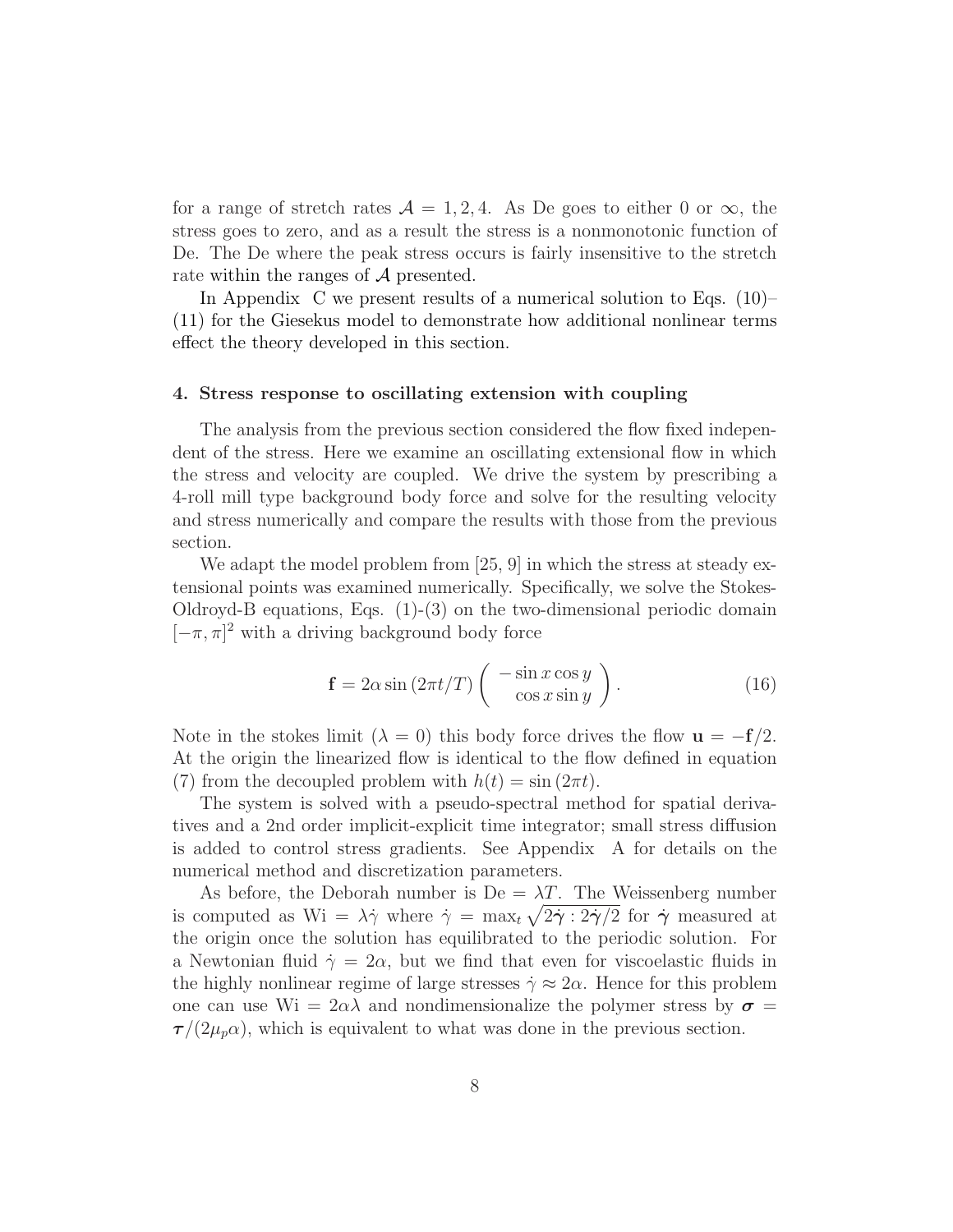for a range of stretch rates $\mathcal{A} = 1, 2, 4$. As De goes to either 0 or $\infty$, the stress goes to zero, and as a result the stress is a nonmonotonic function of De. The De where the peak stress occurs is fairly insensitive to the stretch rate within the ranges of $\mathcal{A}$ presented.

In Appendix C we present results of a numerical solution to Eqs. (10)–(11) for the Giesekus model to demonstrate how additional nonlinear terms effect the theory developed in this section.

## 4. Stress response to oscillating extension with coupling

The analysis from the previous section considered the flow fixed independent of the stress. Here we examine an oscillating extensional flow in which the stress and velocity are coupled. We drive the system by prescribing a 4-roll mill type background body force and solve for the resulting velocity and stress numerically and compare the results with those from the previous section.

We adapt the model problem from [25, 9] in which the stress at steady extensional points was examined numerically. Specifically, we solve the Stokes-Oldroyd-B equations, Eqs. (1)-(3) on the two-dimensional periodic domain $[-\pi, \pi]^2$ with a driving background body force

$$\mathbf{f} = 2\alpha \sin(2\pi t/T) \begin{pmatrix} -\sin x \cos y \\ \cos x \sin y \end{pmatrix}. \tag{16}$$

Note in the stokes limit ($\lambda = 0$) this body force drives the flow $\mathbf{u} = -\mathbf{f}/2$. At the origin the linearized flow is identical to the flow defined in equation (7) from the decoupled problem with $h(t) = \sin(2\pi t)$.

The system is solved with a pseudo-spectral method for spatial derivatives and a 2nd order implicit-explicit time integrator; small stress diffusion is added to control stress gradients. See Appendix A for details on the numerical method and discretization parameters.

As before, the Deborah number is $\mathrm{De} = \lambda T$. The Weissenberg number is computed as $\mathrm{Wi} = \lambda \dot{\gamma}$ where $\dot{\gamma} = \max_t \sqrt{2\dot{\boldsymbol{\gamma}} : 2\dot{\boldsymbol{\gamma}}/2}$ for $\dot{\boldsymbol{\gamma}}$ measured at the origin once the solution has equilibrated to the periodic solution. For a Newtonian fluid $\dot{\gamma} = 2\alpha$, but we find that even for viscoelastic fluids in the highly nonlinear regime of large stresses $\dot{\gamma} \approx 2\alpha$. Hence for this problem one can use $\mathrm{Wi} = 2\alpha\lambda$ and nondimensionalize the polymer stress by $\boldsymbol{\sigma} = \boldsymbol{\tau}/(2\mu_p \alpha)$, which is equivalent to what was done in the previous section.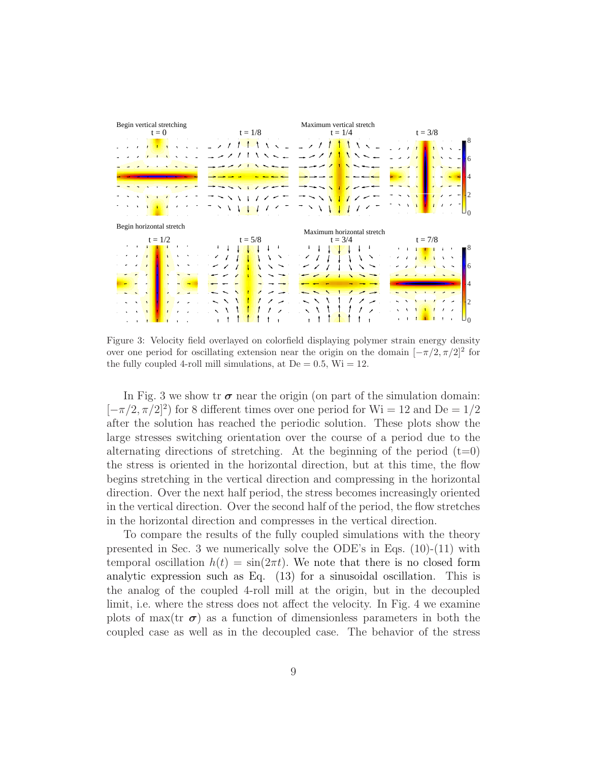Figure 3: Velocity field overlayed on colorfield displaying polymer strain energy density over one period for oscillating extension near the origin on the domain $[-\pi/2, \pi/2]^2$ for the fully coupled 4-roll mill simulations, at De = 0.5, Wi = 12.

In Fig. 3 we show tr $\boldsymbol{\sigma}$ near the origin (on part of the simulation domain: $[-\pi/2, \pi/2]^2$) for 8 different times over one period for Wi = 12 and De = 1/2 after the solution has reached the periodic solution. These plots show the large stresses switching orientation over the course of a period due to the alternating directions of stretching. At the beginning of the period (t=0) the stress is oriented in the horizontal direction, but at this time, the flow begins stretching in the vertical direction and compressing in the horizontal direction. Over the next half period, the stress becomes increasingly oriented in the vertical direction. Over the second half of the period, the flow stretches in the horizontal direction and compresses in the vertical direction.

To compare the results of the fully coupled simulations with the theory presented in Sec. 3 we numerically solve the ODE's in Eqs. (10)-(11) with temporal oscillation $h(t) = \sin(2\pi t)$. We note that there is no closed form analytic expression such as Eq. (13) for a sinusoidal oscillation. This is the analog of the coupled 4-roll mill at the origin, but in the decoupled limit, i.e. where the stress does not affect the velocity. In Fig. 4 we examine plots of max(tr $\boldsymbol{\sigma}$) as a function of dimensionless parameters in both the coupled case as well as in the decoupled case. The behavior of the stress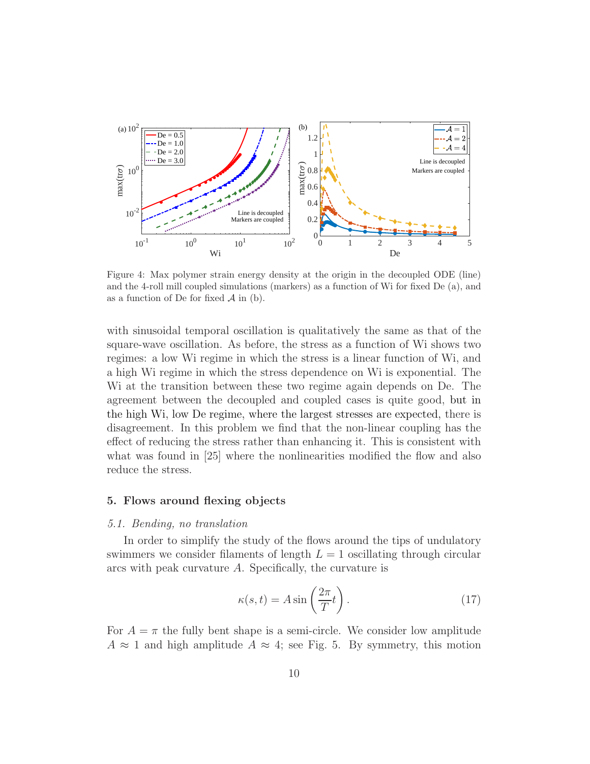Figure 4: Max polymer strain energy density at the origin in the decoupled ODE (line) and the 4-roll mill coupled simulations (markers) as a function of Wi for fixed De (a), and as a function of De for fixed $\mathcal{A}$ in (b).

with sinusoidal temporal oscillation is qualitatively the same as that of the square-wave oscillation. As before, the stress as a function of Wi shows two regimes: a low Wi regime in which the stress is a linear function of Wi, and a high Wi regime in which the stress dependence on Wi is exponential. The Wi at the transition between these two regime again depends on De. The agreement between the decoupled and coupled cases is quite good, but in the high Wi, low De regime, where the largest stresses are expected, there is disagreement. In this problem we find that the non-linear coupling has the effect of reducing the stress rather than enhancing it. This is consistent with what was found in [25] where the nonlinearities modified the flow and also reduce the stress.

## 5. Flows around flexing objects

### *5.1. Bending, no translation*

In order to simplify the study of the flows around the tips of undulatory swimmers we consider filaments of length $L = 1$ oscillating through circular arcs with peak curvature $A$. Specifically, the curvature is

$$\kappa(s,t) = A \sin\left(\frac{2\pi}{T}t\right). \tag{17}$$

For $A = \pi$ the fully bent shape is a semi-circle. We consider low amplitude $A \approx 1$ and high amplitude $A \approx 4$; see Fig. 5. By symmetry, this motion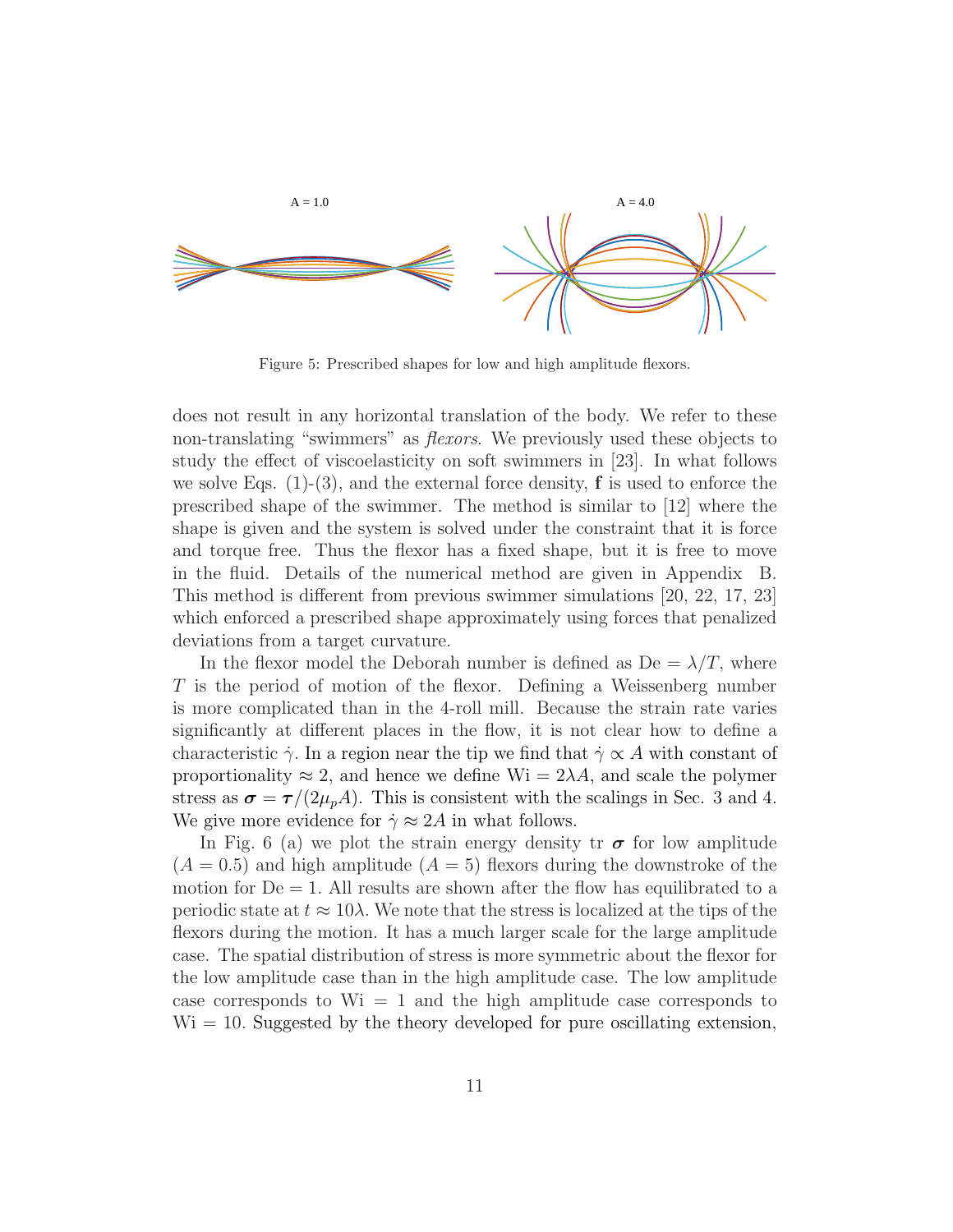A = 1.0

A = 4.0

Figure 5: Prescribed shapes for low and high amplitude flexors.

does not result in any horizontal translation of the body. We refer to these non-translating "swimmers" as *flexors*. We previously used these objects to study the effect of viscoelasticity on soft swimmers in [23]. In what follows we solve Eqs. (1)-(3), and the external force density, $\mathbf{f}$ is used to enforce the prescribed shape of the swimmer. The method is similar to [12] where the shape is given and the system is solved under the constraint that it is force and torque free. Thus the flexor has a fixed shape, but it is free to move in the fluid. Details of the numerical method are given in Appendix B. This method is different from previous swimmer simulations [20, 22, 17, 23] which enforced a prescribed shape approximately using forces that penalized deviations from a target curvature.

In the flexor model the Deborah number is defined as $\mathrm{De} = \lambda/T$, where $T$ is the period of motion of the flexor. Defining a Weissenberg number is more complicated than in the 4-roll mill. Because the strain rate varies significantly at different places in the flow, it is not clear how to define a characteristic $\dot{\gamma}$. In a region near the tip we find that $\dot{\gamma} \propto A$ with constant of proportionality $\approx 2$, and hence we define $\mathrm{Wi} = 2\lambda A$, and scale the polymer stress as $\boldsymbol{\sigma} = \boldsymbol{\tau}/(2\mu_p A)$. This is consistent with the scalings in Sec. 3 and 4. We give more evidence for $\dot{\gamma} \approx 2A$ in what follows.

In Fig. 6 (a) we plot the strain energy density tr $\boldsymbol{\sigma}$ for low amplitude ($A = 0.5$) and high amplitude ($A = 5$) flexors during the downstroke of the motion for $\mathrm{De} = 1$. All results are shown after the flow has equilibrated to a periodic state at $t \approx 10\lambda$. We note that the stress is localized at the tips of the flexors during the motion. It has a much larger scale for the large amplitude case. The spatial distribution of stress is more symmetric about the flexor for the low amplitude case than in the high amplitude case. The low amplitude case corresponds to $\mathrm{Wi} = 1$ and the high amplitude case corresponds to $\mathrm{Wi} = 10$. Suggested by the theory developed for pure oscillating extension,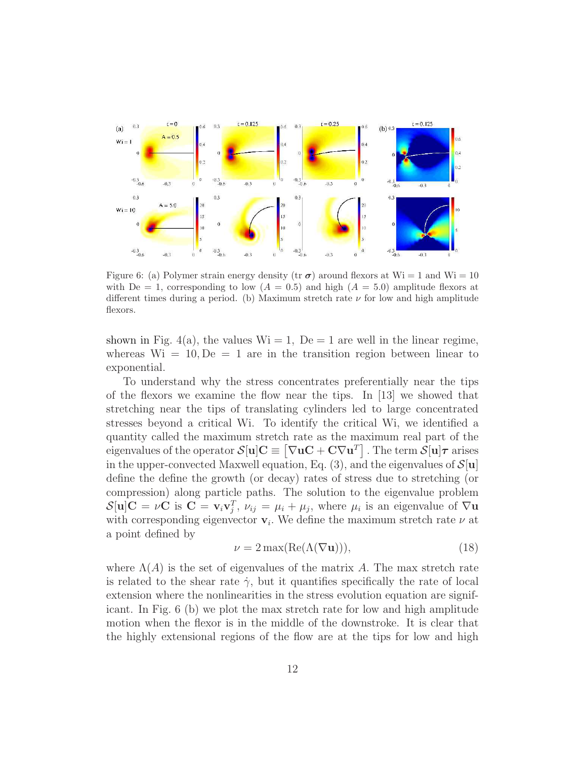Figure 6: (a) Polymer strain energy density (tr $\boldsymbol{\sigma}$) around flexors at Wi = 1 and Wi = 10 with De = 1, corresponding to low ($A = 0.5$) and high ($A = 5.0$) amplitude flexors at different times during a period. (b) Maximum stretch rate $\nu$ for low and high amplitude flexors.

shown in Fig. 4(a), the values $\text{Wi} = 1,\ \text{De} = 1$ are well in the linear regime, whereas $\text{Wi} = 10, \text{De} = 1$ are in the transition region between linear to exponential.

To understand why the stress concentrates preferentially near the tips of the flexors we examine the flow near the tips. In [13] we showed that stretching near the tips of translating cylinders led to large concentrated stresses beyond a critical Wi. To identify the critical Wi, we identified a quantity called the maximum stretch rate as the maximum real part of the eigenvalues of the operator $\mathcal{S}[\mathbf{u}]\mathbf{C} \equiv \left[\nabla\mathbf{u}\mathbf{C} + \mathbf{C}\nabla\mathbf{u}^T\right]$. The term $\mathcal{S}[\mathbf{u}]\boldsymbol{\tau}$ arises in the upper-convected Maxwell equation, Eq. (3), and the eigenvalues of $\mathcal{S}[\mathbf{u}]$ define the define the growth (or decay) rates of stress due to stretching (or compression) along particle paths. The solution to the eigenvalue problem $\mathcal{S}[\mathbf{u}]\mathbf{C} = \nu\mathbf{C}$ is $\mathbf{C} = \mathbf{v}_i\mathbf{v}_j^T$, $\nu_{ij} = \mu_i + \mu_j$, where $\mu_i$ is an eigenvalue of $\nabla\mathbf{u}$ with corresponding eigenvector $\mathbf{v}_i$. We define the maximum stretch rate $\nu$ at a point defined by

$$\nu = 2\max(\text{Re}(\Lambda(\nabla\mathbf{u}))), \tag{18}$$

where $\Lambda(A)$ is the set of eigenvalues of the matrix $A$. The max stretch rate is related to the shear rate $\dot{\gamma}$, but it quantifies specifically the rate of local extension where the nonlinearities in the stress evolution equation are significant. In Fig. 6 (b) we plot the max stretch rate for low and high amplitude motion when the flexor is in the middle of the downstroke. It is clear that the highly extensional regions of the flow are at the tips for low and high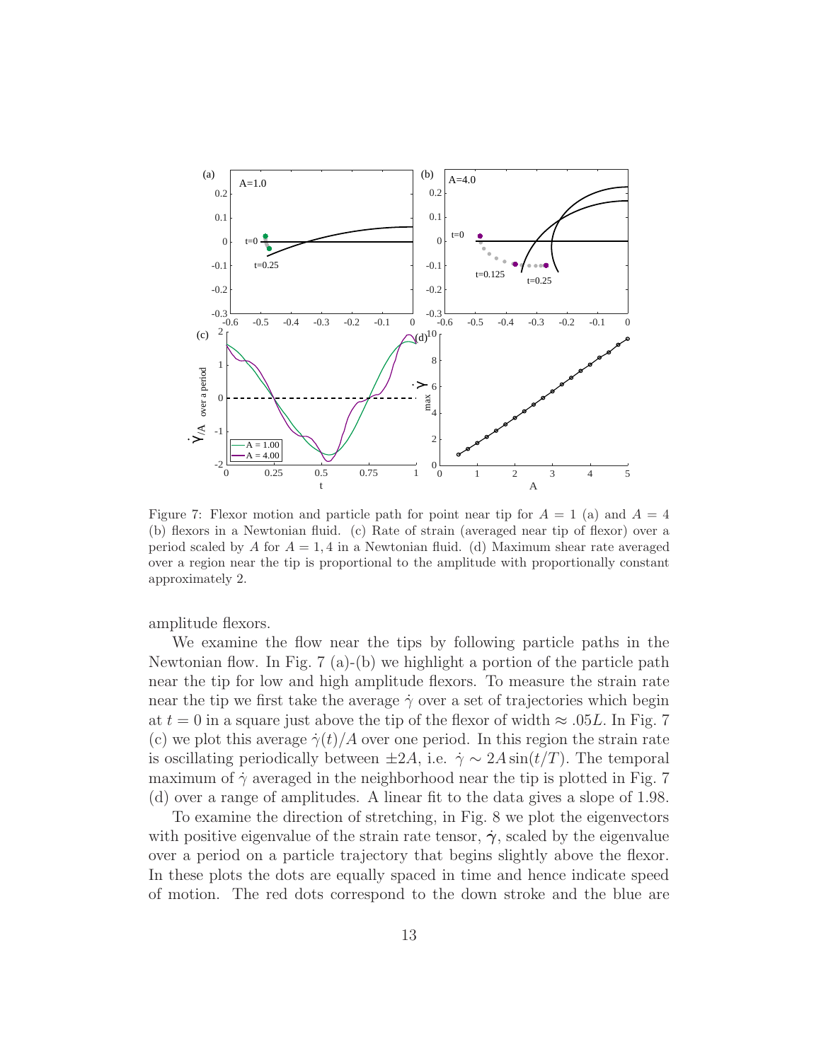Figure 7: Flexor motion and particle path for point near tip for $A = 1$ (a) and $A = 4$ (b) flexors in a Newtonian fluid. (c) Rate of strain (averaged near tip of flexor) over a period scaled by $A$ for $A = 1, 4$ in a Newtonian fluid. (d) Maximum shear rate averaged over a region near the tip is proportional to the amplitude with proportionally constant approximately 2.

amplitude flexors.

We examine the flow near the tips by following particle paths in the Newtonian flow. In Fig. 7 (a)-(b) we highlight a portion of the particle path near the tip for low and high amplitude flexors. To measure the strain rate near the tip we first take the average $\dot{\gamma}$ over a set of trajectories which begin at $t = 0$ in a square just above the tip of the flexor of width $\approx .05L$. In Fig. 7 (c) we plot this average $\dot{\gamma}(t)/A$ over one period. In this region the strain rate is oscillating periodically between $\pm 2A$, i.e. $\dot{\gamma} \sim 2A \sin(t/T)$. The temporal maximum of $\dot{\gamma}$ averaged in the neighborhood near the tip is plotted in Fig. 7 (d) over a range of amplitudes. A linear fit to the data gives a slope of 1.98.

To examine the direction of stretching, in Fig. 8 we plot the eigenvectors with positive eigenvalue of the strain rate tensor, $\dot{\boldsymbol{\gamma}}$, scaled by the eigenvalue over a period on a particle trajectory that begins slightly above the flexor. In these plots the dots are equally spaced in time and hence indicate speed of motion. The red dots correspond to the down stroke and the blue are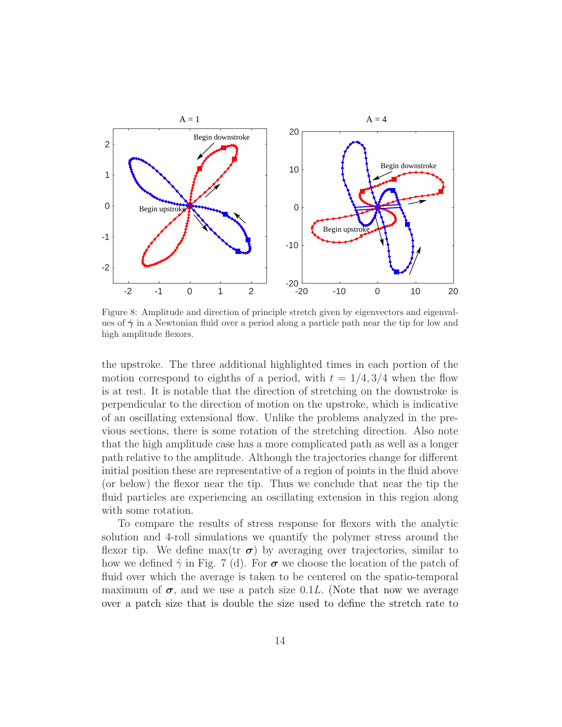Figure 8: Amplitude and direction of principle stretch given by eigenvectors and eigenvalues of $\dot{\boldsymbol{\gamma}}$ in a Newtonian fluid over a period along a particle path near the tip for low and high amplitude flexors.

the upstroke. The three additional highlighted times in each portion of the motion correspond to eighths of a period, with $t = 1/4, 3/4$ when the flow is at rest. It is notable that the direction of stretching on the downstroke is perpendicular to the direction of motion on the upstroke, which is indicative of an oscillating extensional flow. Unlike the problems analyzed in the previous sections, there is some rotation of the stretching direction. Also note that the high amplitude case has a more complicated path as well as a longer path relative to the amplitude. Although the trajectories change for different initial position these are representative of a region of points in the fluid above (or below) the flexor near the tip. Thus we conclude that near the tip the fluid particles are experiencing an oscillating extension in this region along with some rotation.

To compare the results of stress response for flexors with the analytic solution and 4-roll simulations we quantify the polymer stress around the flexor tip. We define max(tr $\boldsymbol{\sigma}$) by averaging over trajectories, similar to how we defined $\dot{\gamma}$ in Fig. 7 (d). For $\boldsymbol{\sigma}$ we choose the location of the patch of fluid over which the average is taken to be centered on the spatio-temporal maximum of $\boldsymbol{\sigma}$, and we use a patch size $0.1L$. (Note that now we average over a patch size that is double the size used to define the stretch rate to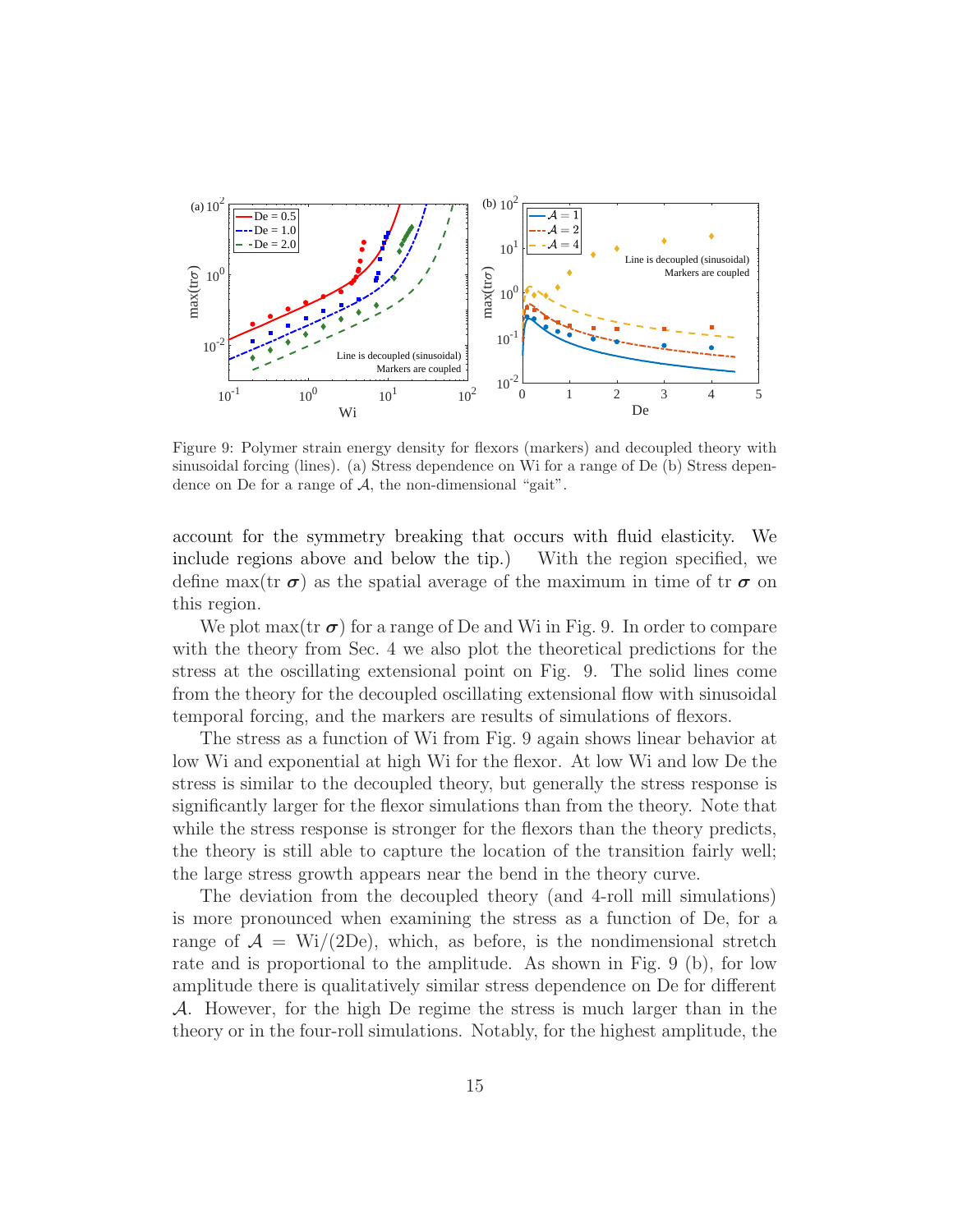Figure 9: Polymer strain energy density for flexors (markers) and decoupled theory with sinusoidal forcing (lines). (a) Stress dependence on Wi for a range of De (b) Stress dependence on De for a range of $\mathcal{A}$, the non-dimensional "gait".

account for the symmetry breaking that occurs with fluid elasticity. We include regions above and below the tip.) With the region specified, we define max(tr $\boldsymbol{\sigma}$) as the spatial average of the maximum in time of tr $\boldsymbol{\sigma}$ on this region.

We plot max(tr $\boldsymbol{\sigma}$) for a range of De and Wi in Fig. 9. In order to compare with the theory from Sec. 4 we also plot the theoretical predictions for the stress at the oscillating extensional point on Fig. 9. The solid lines come from the theory for the decoupled oscillating extensional flow with sinusoidal temporal forcing, and the markers are results of simulations of flexors.

The stress as a function of Wi from Fig. 9 again shows linear behavior at low Wi and exponential at high Wi for the flexor. At low Wi and low De the stress is similar to the decoupled theory, but generally the stress response is significantly larger for the flexor simulations than from the theory. Note that while the stress response is stronger for the flexors than the theory predicts, the theory is still able to capture the location of the transition fairly well; the large stress growth appears near the bend in the theory curve.

The deviation from the decoupled theory (and 4-roll mill simulations) is more pronounced when examining the stress as a function of De, for a range of $\mathcal{A} = \text{Wi}/(2\text{De})$, which, as before, is the nondimensional stretch rate and is proportional to the amplitude. As shown in Fig. 9 (b), for low amplitude there is qualitatively similar stress dependence on De for different $\mathcal{A}$. However, for the high De regime the stress is much larger than in the theory or in the four-roll simulations. Notably, for the highest amplitude, the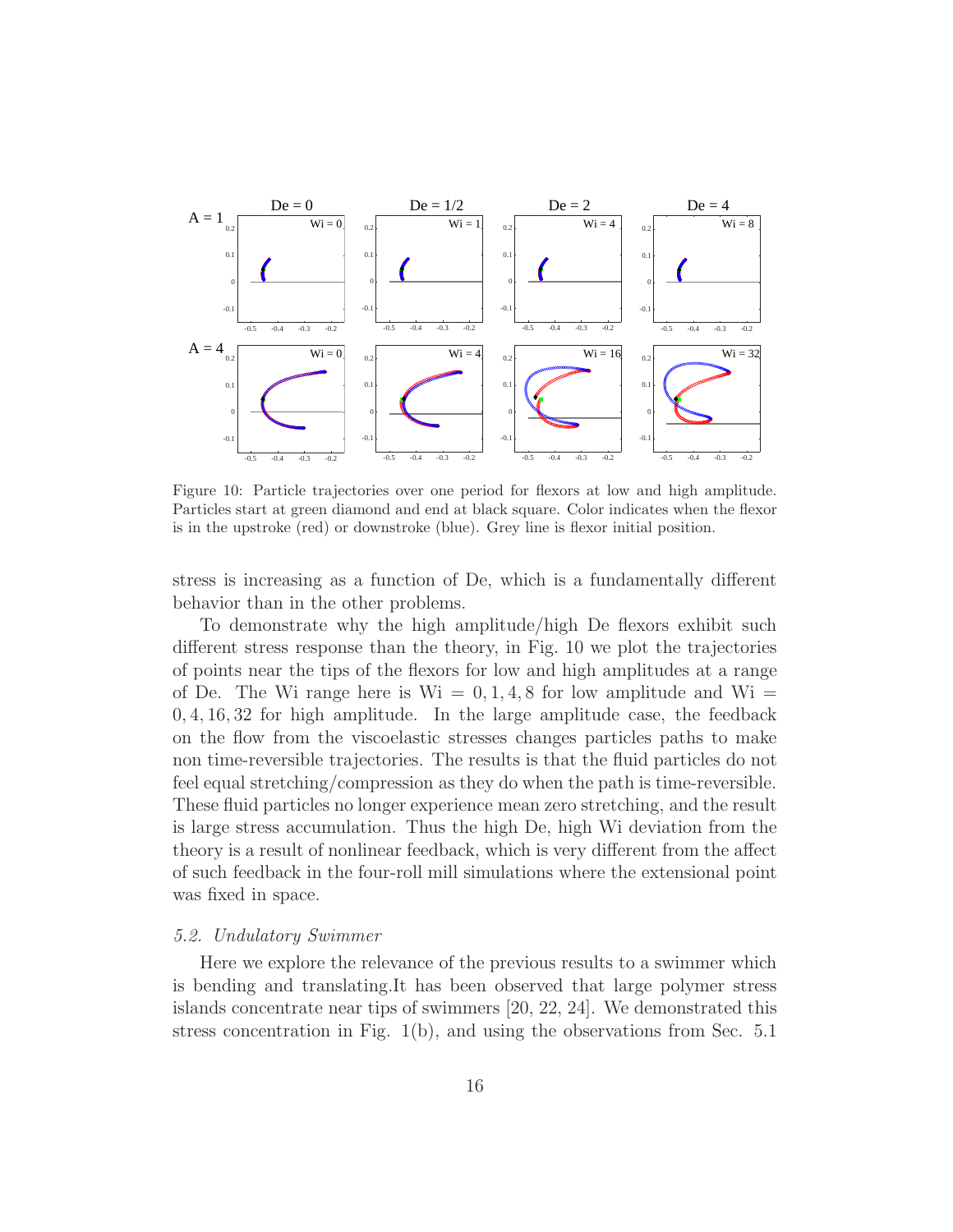Figure 10: Particle trajectories over one period for flexors at low and high amplitude. Particles start at green diamond and end at black square. Color indicates when the flexor is in the upstroke (red) or downstroke (blue). Grey line is flexor initial position.

stress is increasing as a function of De, which is a fundamentally different behavior than in the other problems.

To demonstrate why the high amplitude/high De flexors exhibit such different stress response than the theory, in Fig. 10 we plot the trajectories of points near the tips of the flexors for low and high amplitudes at a range of De. The Wi range here is $\mathrm{Wi} = 0, 1, 4, 8$ for low amplitude and $\mathrm{Wi} = 0, 4, 16, 32$ for high amplitude. In the large amplitude case, the feedback on the flow from the viscoelastic stresses changes particles paths to make non time-reversible trajectories. The results is that the fluid particles do not feel equal stretching/compression as they do when the path is time-reversible. These fluid particles no longer experience mean zero stretching, and the result is large stress accumulation. Thus the high De, high Wi deviation from the theory is a result of nonlinear feedback, which is very different from the affect of such feedback in the four-roll mill simulations where the extensional point was fixed in space.

### *5.2. Undulatory Swimmer*

Here we explore the relevance of the previous results to a swimmer which is bending and translating.It has been observed that large polymer stress islands concentrate near tips of swimmers [20, 22, 24]. We demonstrated this stress concentration in Fig. 1(b), and using the observations from Sec. 5.1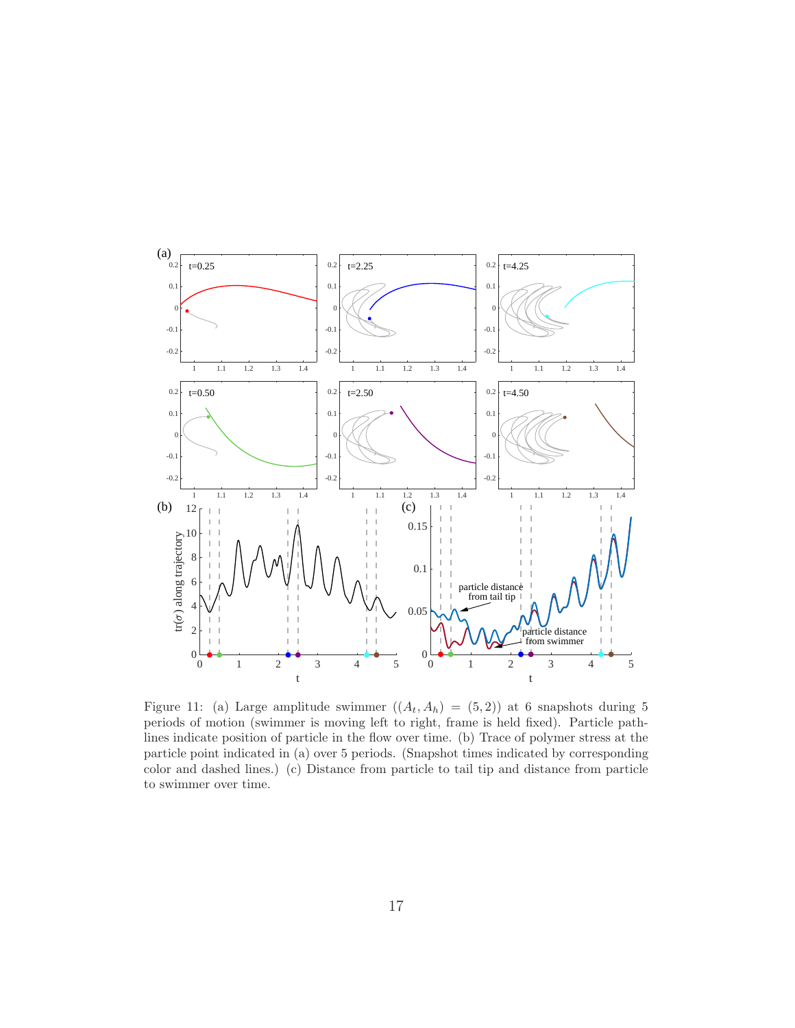Figure 11: (a) Large amplitude swimmer ($(A_t, A_h) = (5, 2)$) at 6 snapshots during 5 periods of motion (swimmer is moving left to right, frame is held fixed). Particle pathlines indicate position of particle in the flow over time. (b) Trace of polymer stress at the particle point indicated in (a) over 5 periods. (Snapshot times indicated by corresponding color and dashed lines.) (c) Distance from particle to tail tip and distance from particle to swimmer over time.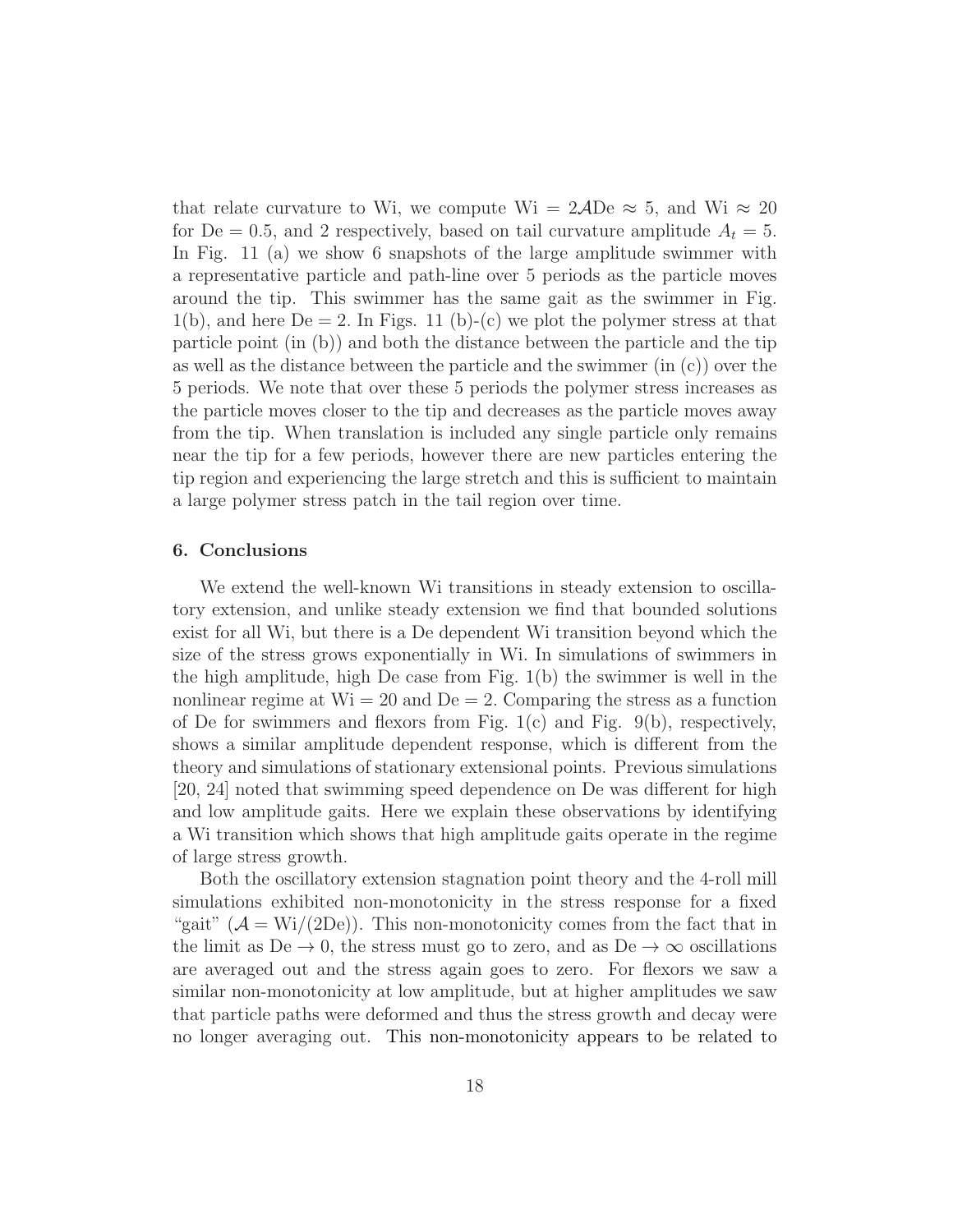that relate curvature to Wi, we compute $\mathrm{Wi} = 2\mathcal{A}\mathrm{De} \approx 5$, and $\mathrm{Wi} \approx 20$ for $\mathrm{De} = 0.5$, and 2 respectively, based on tail curvature amplitude $A_t = 5$. In Fig. 11 (a) we show 6 snapshots of the large amplitude swimmer with a representative particle and path-line over 5 periods as the particle moves around the tip. This swimmer has the same gait as the swimmer in Fig. 1(b), and here $\mathrm{De} = 2$. In Figs. 11 (b)-(c) we plot the polymer stress at that particle point (in (b)) and both the distance between the particle and the tip as well as the distance between the particle and the swimmer (in (c)) over the 5 periods. We note that over these 5 periods the polymer stress increases as the particle moves closer to the tip and decreases as the particle moves away from the tip. When translation is included any single particle only remains near the tip for a few periods, however there are new particles entering the tip region and experiencing the large stretch and this is sufficient to maintain a large polymer stress patch in the tail region over time.

## 6. Conclusions

We extend the well-known Wi transitions in steady extension to oscillatory extension, and unlike steady extension we find that bounded solutions exist for all Wi, but there is a De dependent Wi transition beyond which the size of the stress grows exponentially in Wi. In simulations of swimmers in the high amplitude, high De case from Fig. 1(b) the swimmer is well in the nonlinear regime at $\mathrm{Wi} = 20$ and $\mathrm{De} = 2$. Comparing the stress as a function of De for swimmers and flexors from Fig. 1(c) and Fig. 9(b), respectively, shows a similar amplitude dependent response, which is different from the theory and simulations of stationary extensional points. Previous simulations [20, 24] noted that swimming speed dependence on De was different for high and low amplitude gaits. Here we explain these observations by identifying a Wi transition which shows that high amplitude gaits operate in the regime of large stress growth.

Both the oscillatory extension stagnation point theory and the 4-roll mill simulations exhibited non-monotonicity in the stress response for a fixed "gait" ($\mathcal{A} = \mathrm{Wi}/(2\mathrm{De})$). This non-monotonicity comes from the fact that in the limit as $\mathrm{De} \to 0$, the stress must go to zero, and as $\mathrm{De} \to \infty$ oscillations are averaged out and the stress again goes to zero. For flexors we saw a similar non-monotonicity at low amplitude, but at higher amplitudes we saw that particle paths were deformed and thus the stress growth and decay were no longer averaging out. This non-monotonicity appears to be related to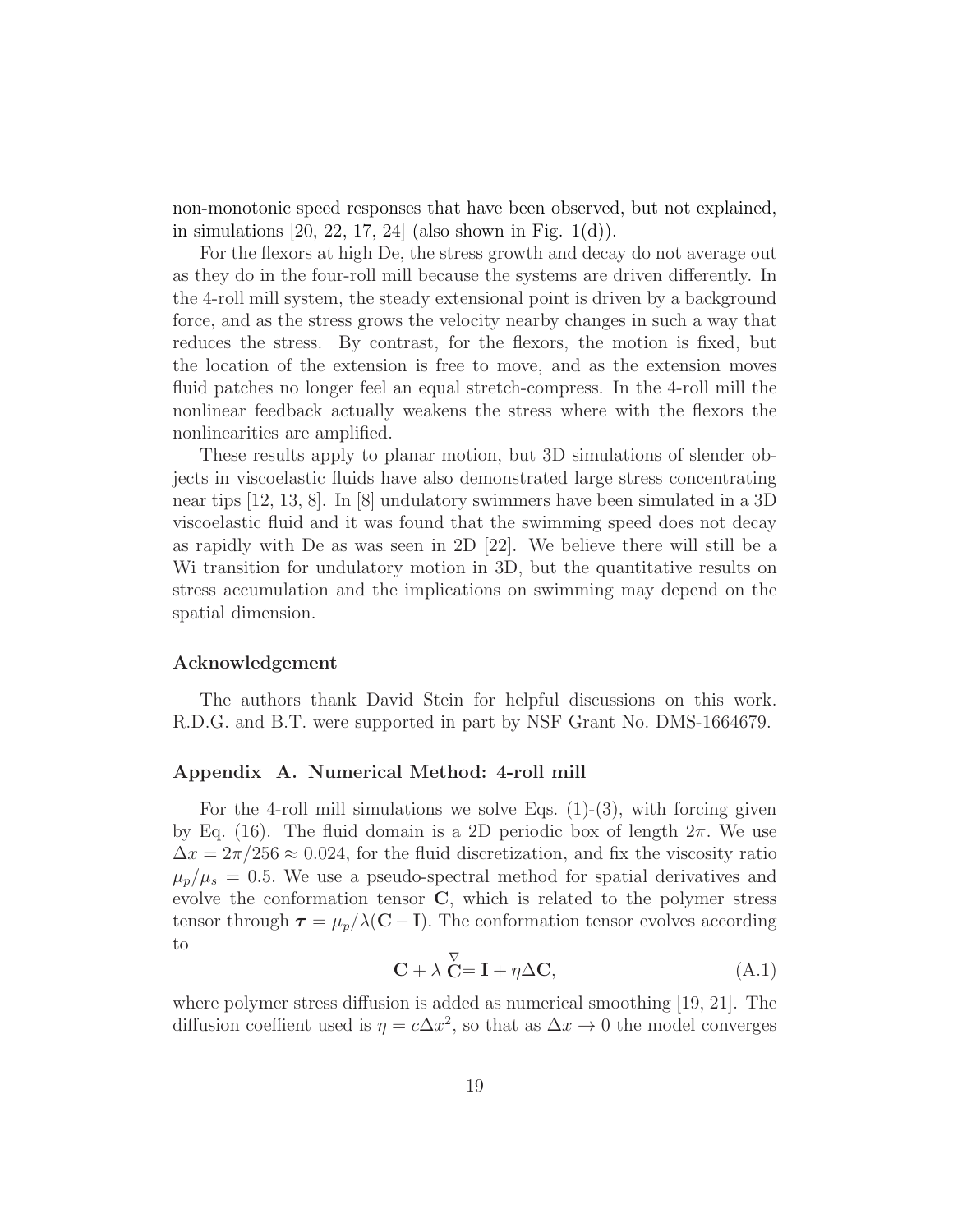non-monotonic speed responses that have been observed, but not explained, in simulations [20, 22, 17, 24] (also shown in Fig. 1(d)).

For the flexors at high De, the stress growth and decay do not average out as they do in the four-roll mill because the systems are driven differently. In the 4-roll mill system, the steady extensional point is driven by a background force, and as the stress grows the velocity nearby changes in such a way that reduces the stress. By contrast, for the flexors, the motion is fixed, but the location of the extension is free to move, and as the extension moves fluid patches no longer feel an equal stretch-compress. In the 4-roll mill the nonlinear feedback actually weakens the stress where with the flexors the nonlinearities are amplified.

These results apply to planar motion, but 3D simulations of slender objects in viscoelastic fluids have also demonstrated large stress concentrating near tips [12, 13, 8]. In [8] undulatory swimmers have been simulated in a 3D viscoelastic fluid and it was found that the swimming speed does not decay as rapidly with De as was seen in 2D [22]. We believe there will still be a Wi transition for undulatory motion in 3D, but the quantitative results on stress accumulation and the implications on swimming may depend on the spatial dimension.

### Acknowledgement

The authors thank David Stein for helpful discussions on this work. R.D.G. and B.T. were supported in part by NSF Grant No. DMS-1664679.

### Appendix A. Numerical Method: 4-roll mill

For the 4-roll mill simulations we solve Eqs. (1)-(3), with forcing given by Eq. (16). The fluid domain is a 2D periodic box of length $2\pi$. We use $\Delta x = 2\pi/256 \approx 0.024$, for the fluid discretization, and fix the viscosity ratio $\mu_p/\mu_s = 0.5$. We use a pseudo-spectral method for spatial derivatives and evolve the conformation tensor $\mathbf{C}$, which is related to the polymer stress tensor through $\boldsymbol{\tau} = \mu_p/\lambda(\mathbf{C} - \mathbf{I})$. The conformation tensor evolves according to

$$\mathbf{C} + \lambda \overset{\triangledown}{\mathbf{C}} = \mathbf{I} + \eta \Delta \mathbf{C}, \tag{A.1}$$

where polymer stress diffusion is added as numerical smoothing [19, 21]. The diffusion coeffient used is $\eta = c\Delta x^2$, so that as $\Delta x \to 0$ the model converges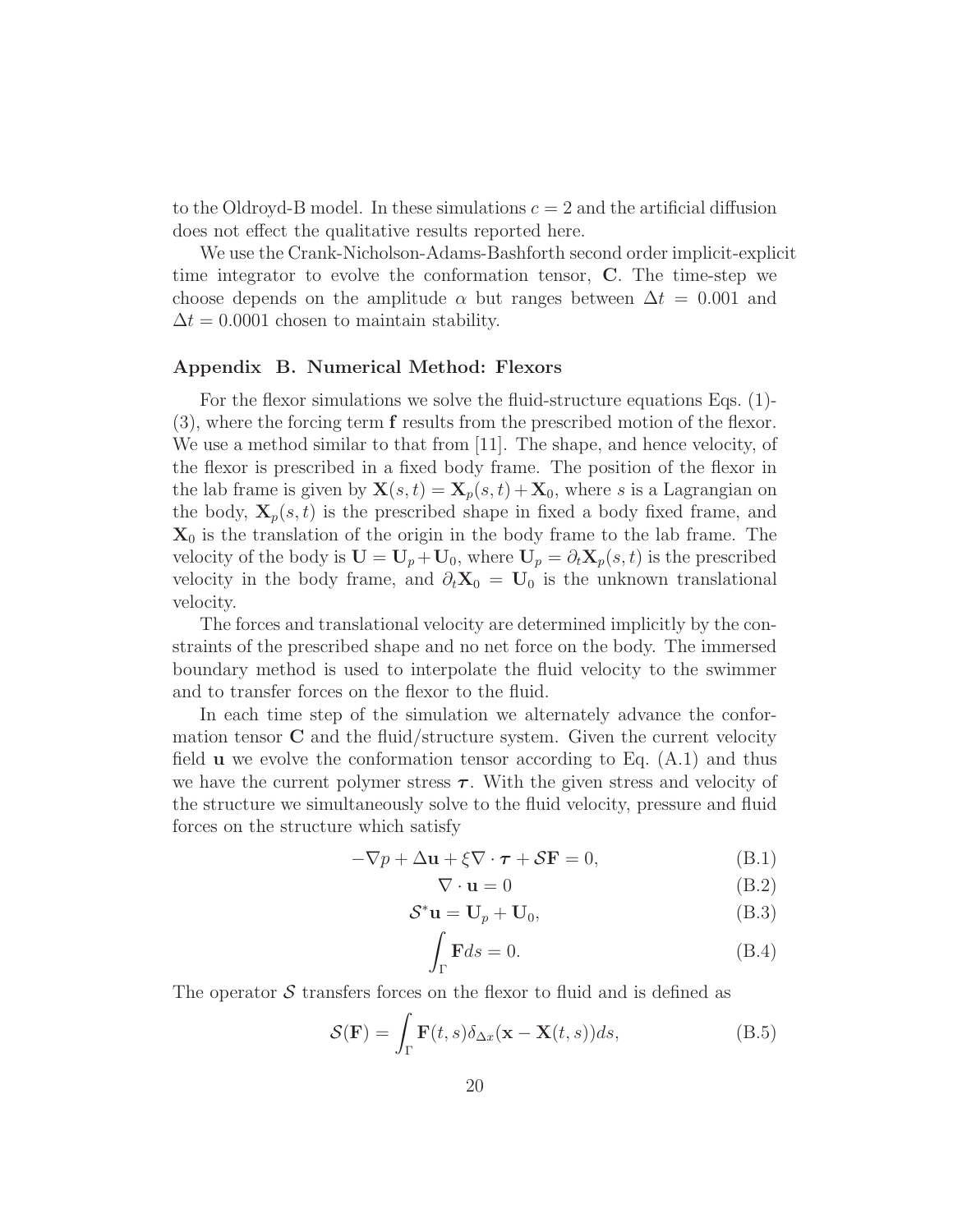to the Oldroyd-B model. In these simulations $c = 2$ and the artificial diffusion does not effect the qualitative results reported here.

We use the Crank-Nicholson-Adams-Bashforth second order implicit-explicit time integrator to evolve the conformation tensor, $\mathbf{C}$. The time-step we choose depends on the amplitude $\alpha$ but ranges between $\Delta t = 0.001$ and $\Delta t = 0.0001$ chosen to maintain stability.

## Appendix B. Numerical Method: Flexors

For the flexor simulations we solve the fluid-structure equations Eqs. (1)-(3), where the forcing term $\mathbf{f}$ results from the prescribed motion of the flexor. We use a method similar to that from [11]. The shape, and hence velocity, of the flexor is prescribed in a fixed body frame. The position of the flexor in the lab frame is given by $\mathbf{X}(s,t) = \mathbf{X}_p(s,t) + \mathbf{X}_0$, where $s$ is a Lagrangian on the body, $\mathbf{X}_p(s,t)$ is the prescribed shape in fixed a body fixed frame, and $\mathbf{X}_0$ is the translation of the origin in the body frame to the lab frame. The velocity of the body is $\mathbf{U} = \mathbf{U}_p + \mathbf{U}_0$, where $\mathbf{U}_p = \partial_t \mathbf{X}_p(s,t)$ is the prescribed velocity in the body frame, and $\partial_t \mathbf{X}_0 = \mathbf{U}_0$ is the unknown translational velocity.

The forces and translational velocity are determined implicitly by the constraints of the prescribed shape and no net force on the body. The immersed boundary method is used to interpolate the fluid velocity to the swimmer and to transfer forces on the flexor to the fluid.

In each time step of the simulation we alternately advance the conformation tensor $\mathbf{C}$ and the fluid/structure system. Given the current velocity field $\mathbf{u}$ we evolve the conformation tensor according to Eq. (A.1) and thus we have the current polymer stress $\boldsymbol{\tau}$. With the given stress and velocity of the structure we simultaneously solve to the fluid velocity, pressure and fluid forces on the structure which satisfy

$$-\nabla p + \Delta \mathbf{u} + \xi \nabla \cdot \boldsymbol{\tau} + \mathcal{S}\mathbf{F} = 0, \tag{B.1}$$

$$\nabla \cdot \mathbf{u} = 0 \tag{B.2}$$

$$\mathcal{S}^* \mathbf{u} = \mathbf{U}_p + \mathbf{U}_0, \tag{B.3}$$

$$\int_\Gamma \mathbf{F} ds = 0. \tag{B.4}$$

The operator $\mathcal{S}$ transfers forces on the flexor to fluid and is defined as

$$\mathcal{S}(\mathbf{F}) = \int_\Gamma \mathbf{F}(t,s) \delta_{\Delta x}(\mathbf{x} - \mathbf{X}(t,s)) ds, \tag{B.5}$$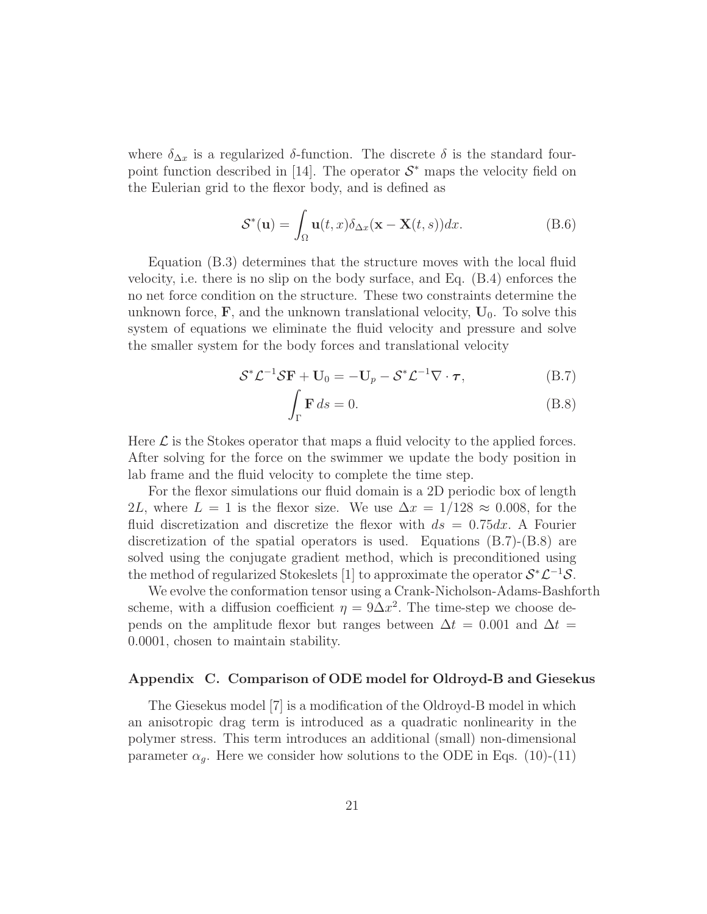where $\delta_{\Delta x}$ is a regularized $\delta$-function. The discrete $\delta$ is the standard four-point function described in [14]. The operator $\mathcal{S}^*$ maps the velocity field on the Eulerian grid to the flexor body, and is defined as

$$\mathcal{S}^*(\mathbf{u}) = \int_\Omega \mathbf{u}(t,x)\delta_{\Delta x}(\mathbf{x} - \mathbf{X}(t,s))dx. \tag{B.6}$$

Equation (B.3) determines that the structure moves with the local fluid velocity, i.e. there is no slip on the body surface, and Eq. (B.4) enforces the no net force condition on the structure. These two constraints determine the unknown force, $\mathbf{F}$, and the unknown translational velocity, $\mathbf{U}_0$. To solve this system of equations we eliminate the fluid velocity and pressure and solve the smaller system for the body forces and translational velocity

$$\mathcal{S}^*\mathcal{L}^{-1}\mathcal{S}\mathbf{F} + \mathbf{U}_0 = -\mathbf{U}_p - \mathcal{S}^*\mathcal{L}^{-1}\nabla\cdot\boldsymbol{\tau}, \tag{B.7}$$

$$\int_\Gamma \mathbf{F}\, ds = 0. \tag{B.8}$$

Here $\mathcal{L}$ is the Stokes operator that maps a fluid velocity to the applied forces. After solving for the force on the swimmer we update the body position in lab frame and the fluid velocity to complete the time step.

For the flexor simulations our fluid domain is a 2D periodic box of length $2L$, where $L = 1$ is the flexor size. We use $\Delta x = 1/128 \approx 0.008$, for the fluid discretization and discretize the flexor with $ds = 0.75dx$. A Fourier discretization of the spatial operators is used. Equations (B.7)-(B.8) are solved using the conjugate gradient method, which is preconditioned using the method of regularized Stokeslets [1] to approximate the operator $\mathcal{S}^*\mathcal{L}^{-1}\mathcal{S}$.

We evolve the conformation tensor using a Crank-Nicholson-Adams-Bashforth scheme, with a diffusion coefficient $\eta = 9\Delta x^2$. The time-step we choose depends on the amplitude flexor but ranges between $\Delta t = 0.001$ and $\Delta t = 0.0001$, chosen to maintain stability.

## Appendix C. Comparison of ODE model for Oldroyd-B and Giesekus

The Giesekus model [7] is a modification of the Oldroyd-B model in which an anisotropic drag term is introduced as a quadratic nonlinearity in the polymer stress. This term introduces an additional (small) non-dimensional parameter $\alpha_g$. Here we consider how solutions to the ODE in Eqs. (10)-(11)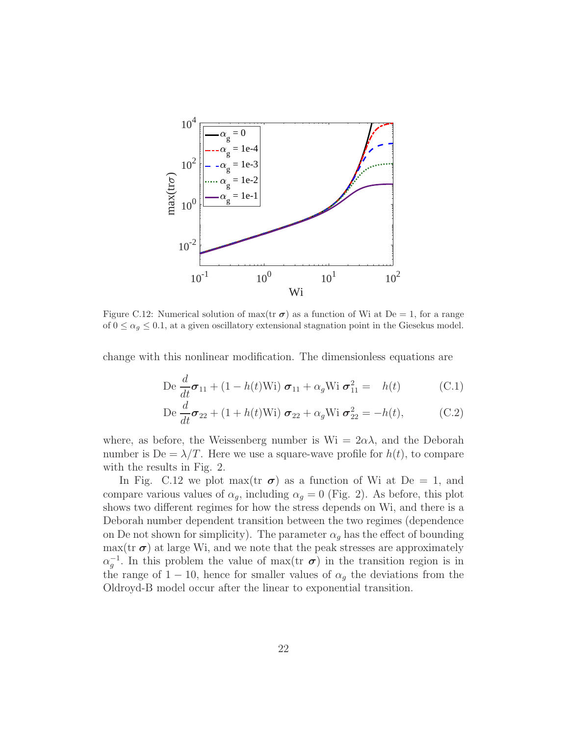Figure C.12: Numerical solution of max(tr $\boldsymbol{\sigma}$) as a function of Wi at De = 1, for a range of $0 \leq \alpha_g \leq 0.1$, at a given oscillatory extensional stagnation point in the Giesekus model.

change with this nonlinear modification. The dimensionless equations are

$$\text{De}\,\frac{d}{dt}\boldsymbol{\sigma}_{11} + (1 - h(t)\text{Wi})\,\boldsymbol{\sigma}_{11} + \alpha_g \text{Wi}\,\boldsymbol{\sigma}_{11}^2 = \quad h(t) \tag{C.1}$$

$$\text{De}\,\frac{d}{dt}\boldsymbol{\sigma}_{22} + (1 + h(t)\text{Wi})\,\boldsymbol{\sigma}_{22} + \alpha_g \text{Wi}\,\boldsymbol{\sigma}_{22}^2 = -h(t), \tag{C.2}$$

where, as before, the Weissenberg number is $\text{Wi} = 2\alpha\lambda$, and the Deborah number is $\text{De} = \lambda/T$. Here we use a square-wave profile for $h(t)$, to compare with the results in Fig. 2.

In Fig. C.12 we plot max(tr $\boldsymbol{\sigma}$) as a function of Wi at De = 1, and compare various values of $\alpha_g$, including $\alpha_g = 0$ (Fig. 2). As before, this plot shows two different regimes for how the stress depends on Wi, and there is a Deborah number dependent transition between the two regimes (dependence on De not shown for simplicity). The parameter $\alpha_g$ has the effect of bounding max(tr $\boldsymbol{\sigma}$) at large Wi, and we note that the peak stresses are approximately $\alpha_g^{-1}$. In this problem the value of max(tr $\boldsymbol{\sigma}$) in the transition region is in the range of $1 - 10$, hence for smaller values of $\alpha_g$ the deviations from the Oldroyd-B model occur after the linear to exponential transition.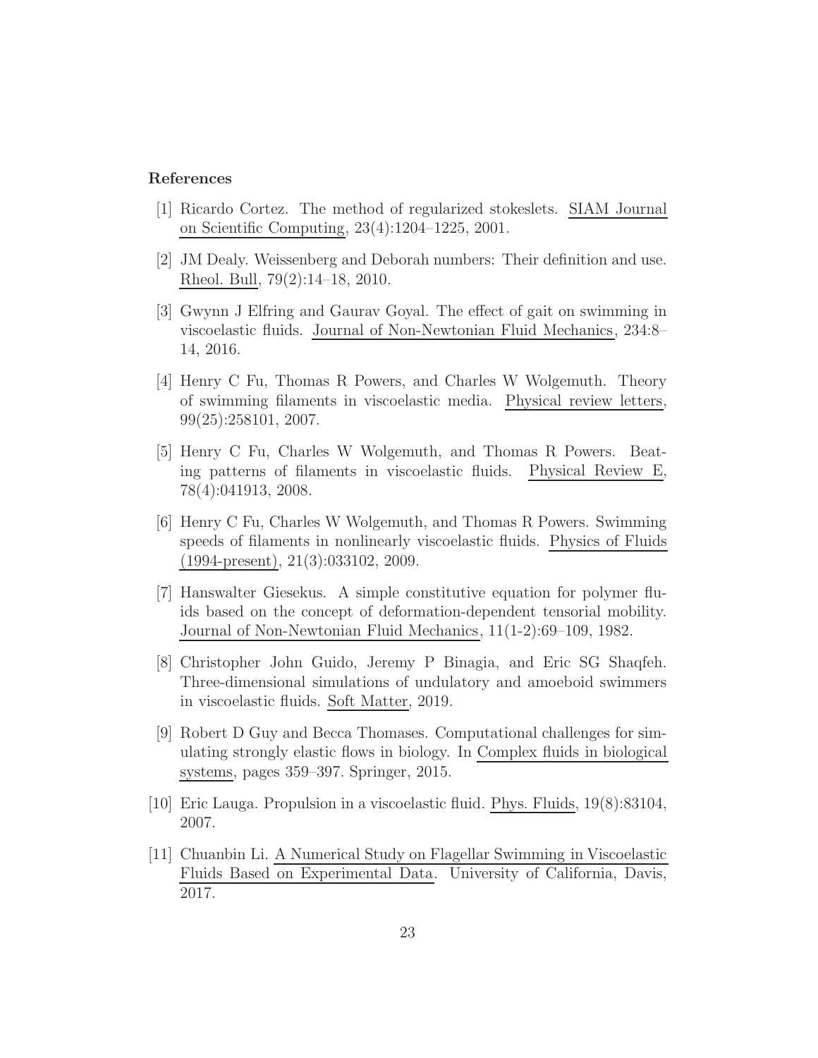## References

[1] Ricardo Cortez. The method of regularized stokeslets. SIAM Journal on Scientific Computing, 23(4):1204–1225, 2001.

[2] JM Dealy. Weissenberg and Deborah numbers: Their definition and use. Rheol. Bull, 79(2):14–18, 2010.

[3] Gwynn J Elfring and Gaurav Goyal. The effect of gait on swimming in viscoelastic fluids. Journal of Non-Newtonian Fluid Mechanics, 234:8–14, 2016.

[4] Henry C Fu, Thomas R Powers, and Charles W Wolgemuth. Theory of swimming filaments in viscoelastic media. Physical review letters, 99(25):258101, 2007.

[5] Henry C Fu, Charles W Wolgemuth, and Thomas R Powers. Beating patterns of filaments in viscoelastic fluids. Physical Review E, 78(4):041913, 2008.

[6] Henry C Fu, Charles W Wolgemuth, and Thomas R Powers. Swimming speeds of filaments in nonlinearly viscoelastic fluids. Physics of Fluids (1994-present), 21(3):033102, 2009.

[7] Hanswalter Giesekus. A simple constitutive equation for polymer fluids based on the concept of deformation-dependent tensorial mobility. Journal of Non-Newtonian Fluid Mechanics, 11(1-2):69–109, 1982.

[8] Christopher John Guido, Jeremy P Binagia, and Eric SG Shaqfeh. Three-dimensional simulations of undulatory and amoeboid swimmers in viscoelastic fluids. Soft Matter, 2019.

[9] Robert D Guy and Becca Thomases. Computational challenges for simulating strongly elastic flows in biology. In Complex fluids in biological systems, pages 359–397. Springer, 2015.

[10] Eric Lauga. Propulsion in a viscoelastic fluid. Phys. Fluids, 19(8):83104, 2007.

[11] Chuanbin Li. A Numerical Study on Flagellar Swimming in Viscoelastic Fluids Based on Experimental Data. University of California, Davis, 2017.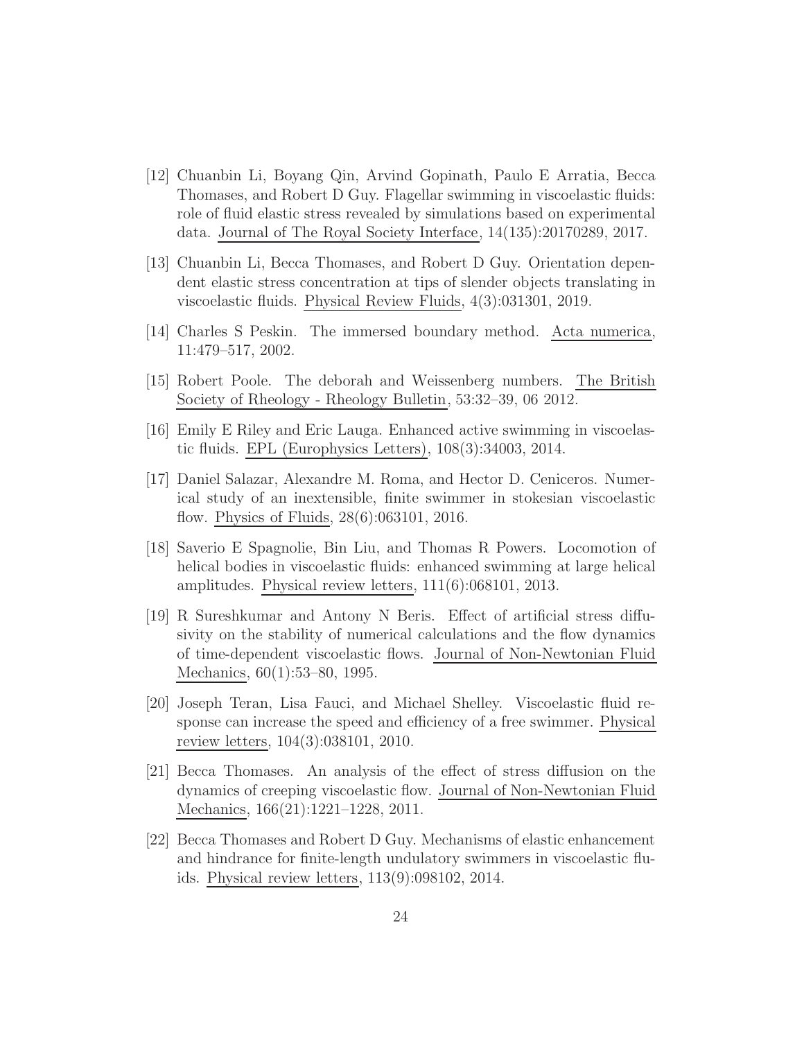[12] Chuanbin Li, Boyang Qin, Arvind Gopinath, Paulo E Arratia, Becca Thomases, and Robert D Guy. Flagellar swimming in viscoelastic fluids: role of fluid elastic stress revealed by simulations based on experimental data. Journal of The Royal Society Interface, 14(135):20170289, 2017.

[13] Chuanbin Li, Becca Thomases, and Robert D Guy. Orientation dependent elastic stress concentration at tips of slender objects translating in viscoelastic fluids. Physical Review Fluids, 4(3):031301, 2019.

[14] Charles S Peskin. The immersed boundary method. Acta numerica, 11:479–517, 2002.

[15] Robert Poole. The deborah and Weissenberg numbers. The British Society of Rheology - Rheology Bulletin, 53:32–39, 06 2012.

[16] Emily E Riley and Eric Lauga. Enhanced active swimming in viscoelastic fluids. EPL (Europhysics Letters), 108(3):34003, 2014.

[17] Daniel Salazar, Alexandre M. Roma, and Hector D. Ceniceros. Numerical study of an inextensible, finite swimmer in stokesian viscoelastic flow. Physics of Fluids, 28(6):063101, 2016.

[18] Saverio E Spagnolie, Bin Liu, and Thomas R Powers. Locomotion of helical bodies in viscoelastic fluids: enhanced swimming at large helical amplitudes. Physical review letters, 111(6):068101, 2013.

[19] R Sureshkumar and Antony N Beris. Effect of artificial stress diffusivity on the stability of numerical calculations and the flow dynamics of time-dependent viscoelastic flows. Journal of Non-Newtonian Fluid Mechanics, 60(1):53–80, 1995.

[20] Joseph Teran, Lisa Fauci, and Michael Shelley. Viscoelastic fluid response can increase the speed and efficiency of a free swimmer. Physical review letters, 104(3):038101, 2010.

[21] Becca Thomases. An analysis of the effect of stress diffusion on the dynamics of creeping viscoelastic flow. Journal of Non-Newtonian Fluid Mechanics, 166(21):1221–1228, 2011.

[22] Becca Thomases and Robert D Guy. Mechanisms of elastic enhancement and hindrance for finite-length undulatory swimmers in viscoelastic fluids. Physical review letters, 113(9):098102, 2014.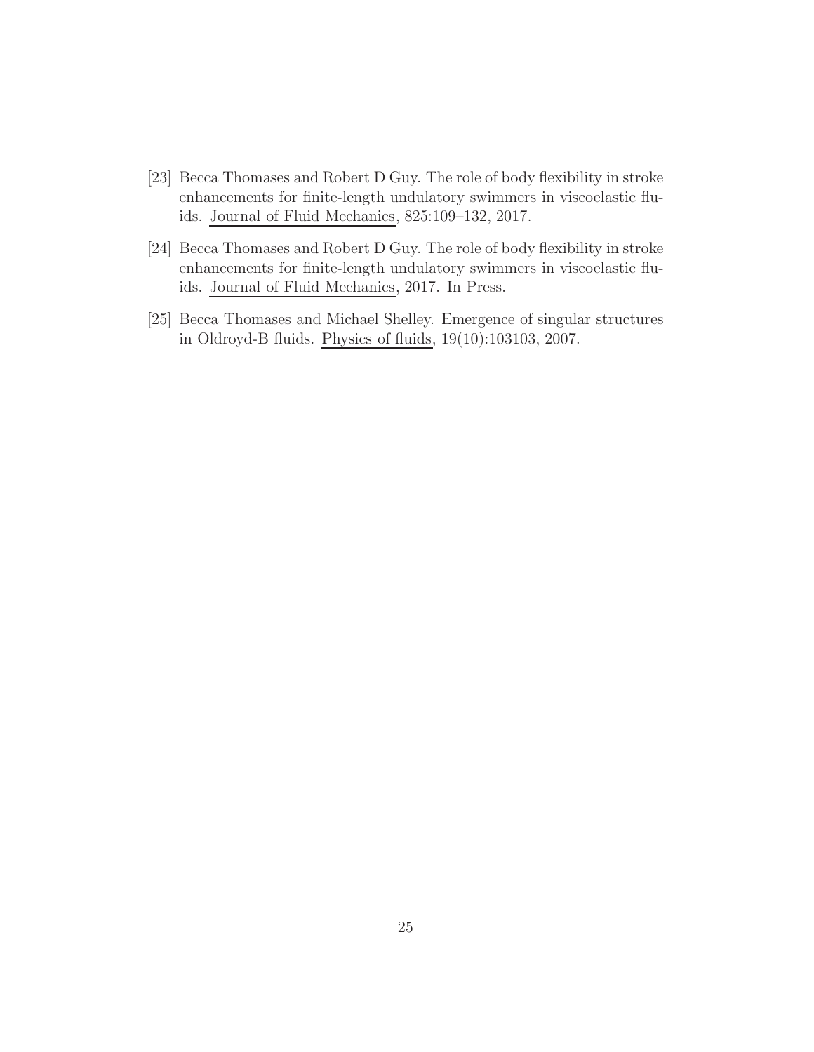[23] Becca Thomases and Robert D Guy. The role of body flexibility in stroke enhancements for finite-length undulatory swimmers in viscoelastic fluids. Journal of Fluid Mechanics, 825:109–132, 2017.

[24] Becca Thomases and Robert D Guy. The role of body flexibility in stroke enhancements for finite-length undulatory swimmers in viscoelastic fluids. Journal of Fluid Mechanics, 2017. In Press.

[25] Becca Thomases and Michael Shelley. Emergence of singular structures in Oldroyd-B fluids. Physics of fluids, 19(10):103103, 2007.